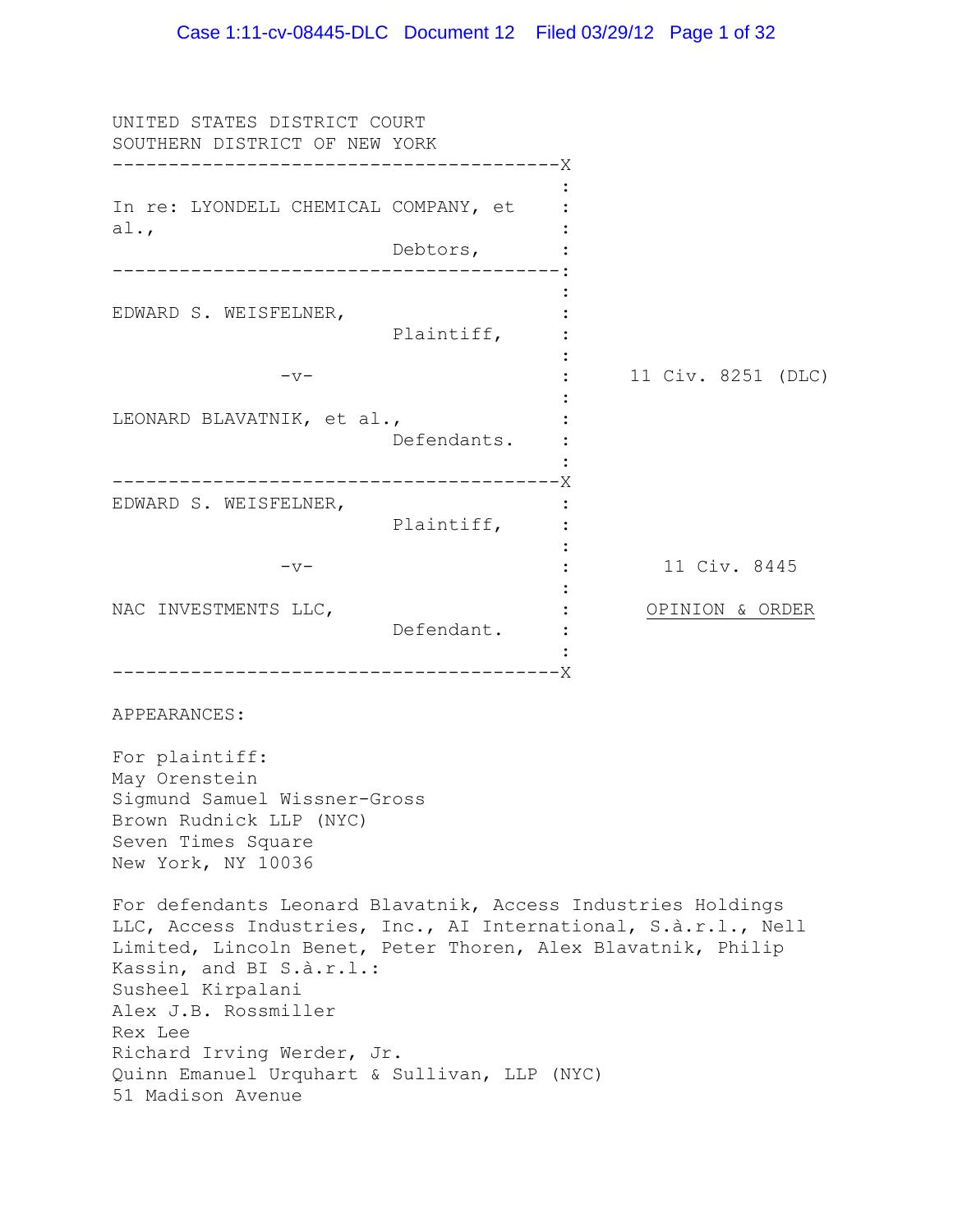UNITED STATES DISTRICT COURT
SOUTHERN DISTRICT OF NEW YORK

In re: LYONDELL CHEMICAL COMPANY, et al.,

Debtors,

EDWARD S. WEISFELNER,

Plaintiff,

-v-

LEONARD BLAVATNIK, et al.,

Defendants.

11 Civ. 8251 (DLC)

EDWARD S. WEISFELNER,

Plaintiff,

-v-

NAC INVESTMENTS LLC,

Defendant.

11 Civ. 8445

OPINION & ORDER

APPEARANCES:

For plaintiff:
May Orenstein
Sigmund Samuel Wissner-Gross
Brown Rudnick LLP (NYC)
Seven Times Square
New York, NY 10036

For defendants Leonard Blavatnik, Access Industries Holdings LLC, Access Industries, Inc., AI International, S.à.r.l., Nell Limited, Lincoln Benet, Peter Thoren, Alex Blavatnik, Philip Kassin, and BI S.à.r.l.:
Susheel Kirpalani
Alex J.B. Rossmiller
Rex Lee
Richard Irving Werder, Jr.
Quinn Emanuel Urquhart & Sullivan, LLP (NYC)
51 Madison Avenue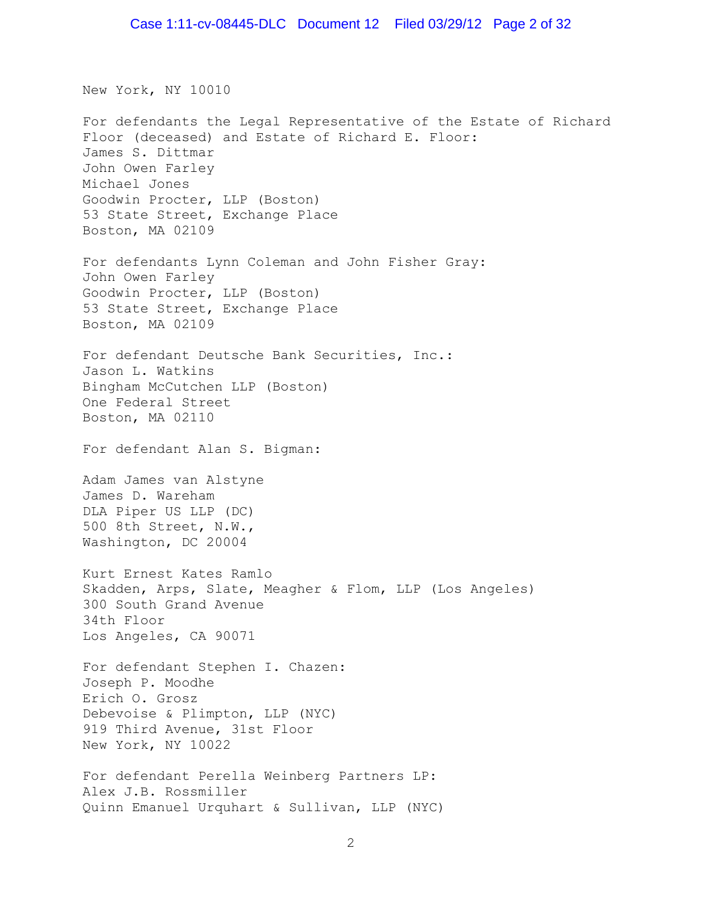New York, NY 10010

For defendants the Legal Representative of the Estate of Richard Floor (deceased) and Estate of Richard E. Floor:
James S. Dittmar
John Owen Farley
Michael Jones
Goodwin Procter, LLP (Boston)
53 State Street, Exchange Place
Boston, MA 02109

For defendants Lynn Coleman and John Fisher Gray:
John Owen Farley
Goodwin Procter, LLP (Boston)
53 State Street, Exchange Place
Boston, MA 02109

For defendant Deutsche Bank Securities, Inc.:
Jason L. Watkins
Bingham McCutchen LLP (Boston)
One Federal Street
Boston, MA 02110

For defendant Alan S. Bigman:

Adam James van Alstyne
James D. Wareham
DLA Piper US LLP (DC)
500 8th Street, N.W.,
Washington, DC 20004

Kurt Ernest Kates Ramlo
Skadden, Arps, Slate, Meagher & Flom, LLP (Los Angeles)
300 South Grand Avenue
34th Floor
Los Angeles, CA 90071

For defendant Stephen I. Chazen:
Joseph P. Moodhe
Erich O. Grosz
Debevoise & Plimpton, LLP (NYC)
919 Third Avenue, 31st Floor
New York, NY 10022

For defendant Perella Weinberg Partners LP:
Alex J.B. Rossmiller
Quinn Emanuel Urquhart & Sullivan, LLP (NYC)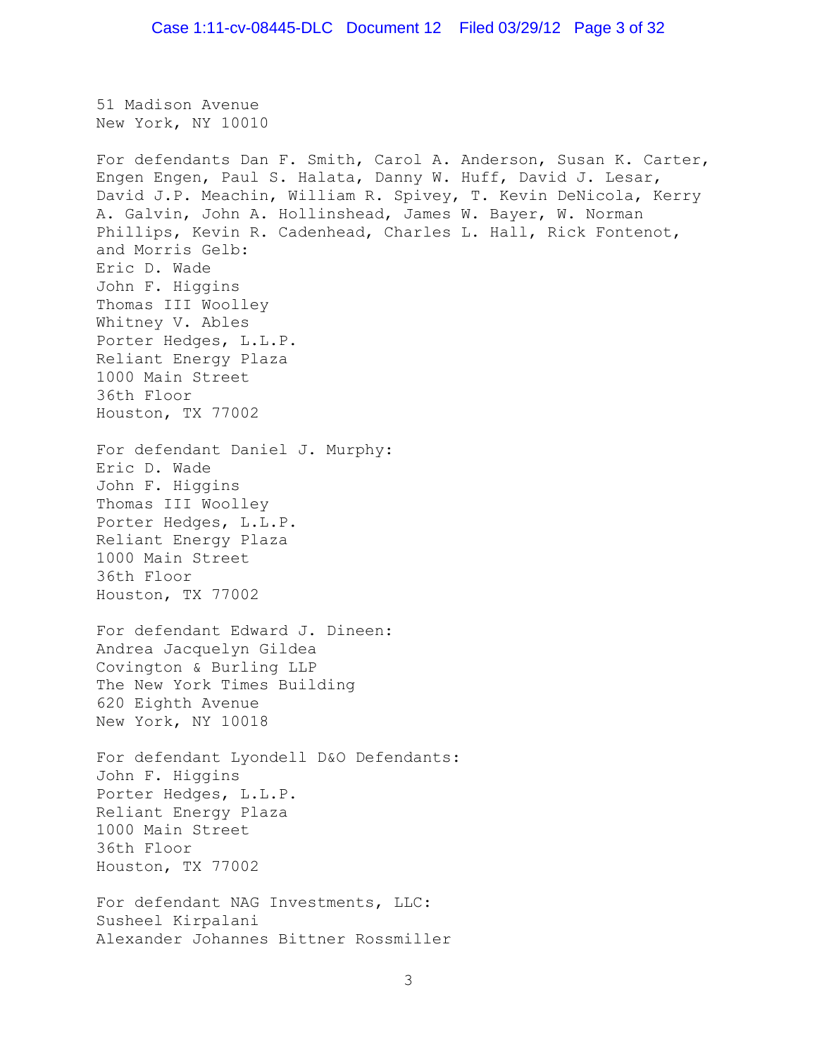51 Madison Avenue
New York, NY 10010

For defendants Dan F. Smith, Carol A. Anderson, Susan K. Carter, Engen Engen, Paul S. Halata, Danny W. Huff, David J. Lesar, David J.P. Meachin, William R. Spivey, T. Kevin DeNicola, Kerry A. Galvin, John A. Hollinshead, James W. Bayer, W. Norman Phillips, Kevin R. Cadenhead, Charles L. Hall, Rick Fontenot, and Morris Gelb:
Eric D. Wade
John F. Higgins
Thomas III Woolley
Whitney V. Ables
Porter Hedges, L.L.P.
Reliant Energy Plaza
1000 Main Street
36th Floor
Houston, TX 77002

For defendant Daniel J. Murphy:
Eric D. Wade
John F. Higgins
Thomas III Woolley
Porter Hedges, L.L.P.
Reliant Energy Plaza
1000 Main Street
36th Floor
Houston, TX 77002

For defendant Edward J. Dineen:
Andrea Jacquelyn Gildea
Covington & Burling LLP
The New York Times Building
620 Eighth Avenue
New York, NY 10018

For defendant Lyondell D&O Defendants:
John F. Higgins
Porter Hedges, L.L.P.
Reliant Energy Plaza
1000 Main Street
36th Floor
Houston, TX 77002

For defendant NAG Investments, LLC:
Susheel Kirpalani
Alexander Johannes Bittner Rossmiller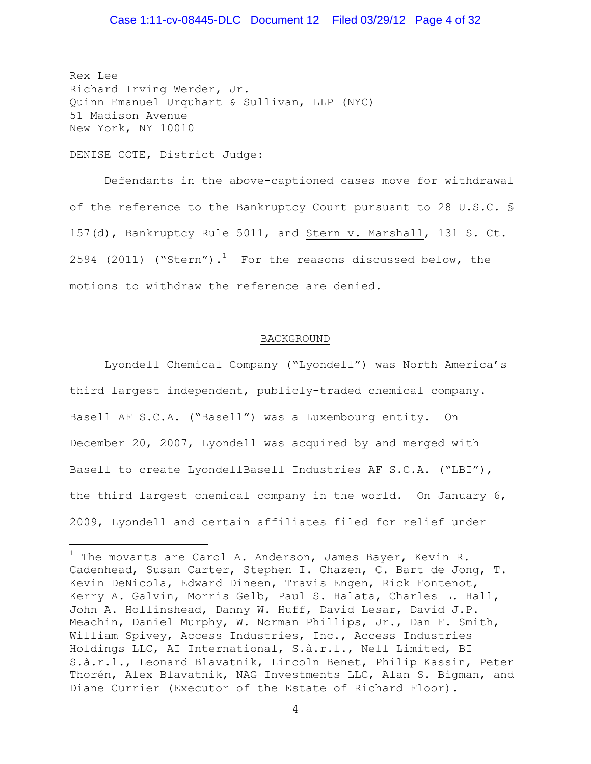Rex Lee
Richard Irving Werder, Jr.
Quinn Emanuel Urquhart & Sullivan, LLP (NYC)
51 Madison Avenue
New York, NY 10010

DENISE COTE, District Judge:

Defendants in the above-captioned cases move for withdrawal of the reference to the Bankruptcy Court pursuant to 28 U.S.C. § 157(d), Bankruptcy Rule 5011, and Stern v. Marshall, 131 S. Ct. 2594 (2011) ("Stern").[1] For the reasons discussed below, the motions to withdraw the reference are denied.

## BACKGROUND

Lyondell Chemical Company ("Lyondell") was North America's third largest independent, publicly-traded chemical company. Basell AF S.C.A. ("Basell") was a Luxembourg entity. On December 20, 2007, Lyondell was acquired by and merged with Basell to create LyondellBasell Industries AF S.C.A. ("LBI"), the third largest chemical company in the world. On January 6, 2009, Lyondell and certain affiliates filed for relief under

[1] The movants are Carol A. Anderson, James Bayer, Kevin R. Cadenhead, Susan Carter, Stephen I. Chazen, C. Bart de Jong, T. Kevin DeNicola, Edward Dineen, Travis Engen, Rick Fontenot, Kerry A. Galvin, Morris Gelb, Paul S. Halata, Charles L. Hall, John A. Hollinshead, Danny W. Huff, David Lesar, David J.P. Meachin, Daniel Murphy, W. Norman Phillips, Jr., Dan F. Smith, William Spivey, Access Industries, Inc., Access Industries Holdings LLC, AI International, S.à.r.l., Nell Limited, BI S.à.r.l., Leonard Blavatnik, Lincoln Benet, Philip Kassin, Peter Thorén, Alex Blavatnik, NAG Investments LLC, Alan S. Bigman, and Diane Currier (Executor of the Estate of Richard Floor).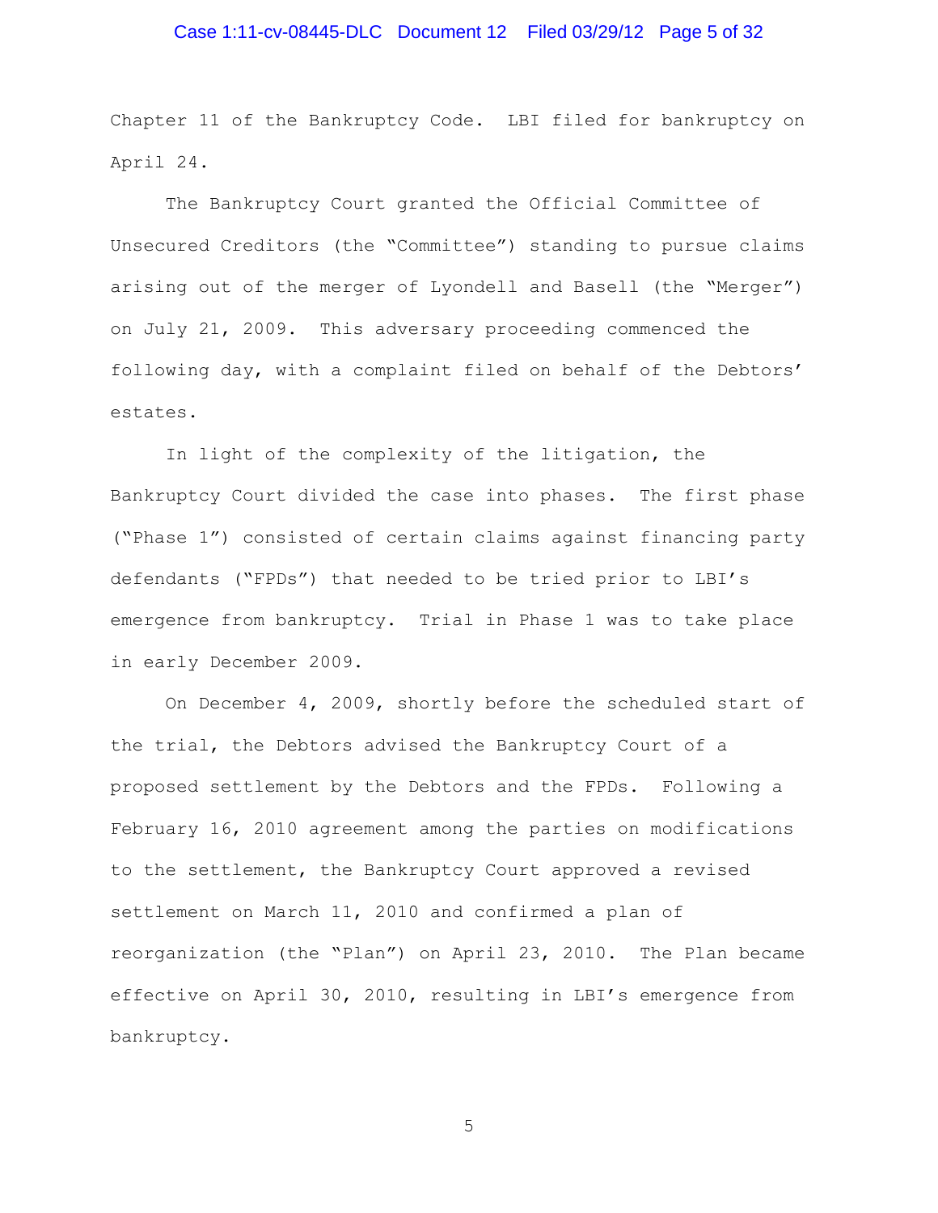Chapter 11 of the Bankruptcy Code. LBI filed for bankruptcy on April 24.

The Bankruptcy Court granted the Official Committee of Unsecured Creditors (the "Committee") standing to pursue claims arising out of the merger of Lyondell and Basell (the "Merger") on July 21, 2009. This adversary proceeding commenced the following day, with a complaint filed on behalf of the Debtors' estates.

In light of the complexity of the litigation, the Bankruptcy Court divided the case into phases. The first phase ("Phase 1") consisted of certain claims against financing party defendants ("FPDs") that needed to be tried prior to LBI's emergence from bankruptcy. Trial in Phase 1 was to take place in early December 2009.

On December 4, 2009, shortly before the scheduled start of the trial, the Debtors advised the Bankruptcy Court of a proposed settlement by the Debtors and the FPDs. Following a February 16, 2010 agreement among the parties on modifications to the settlement, the Bankruptcy Court approved a revised settlement on March 11, 2010 and confirmed a plan of reorganization (the "Plan") on April 23, 2010. The Plan became effective on April 30, 2010, resulting in LBI's emergence from bankruptcy.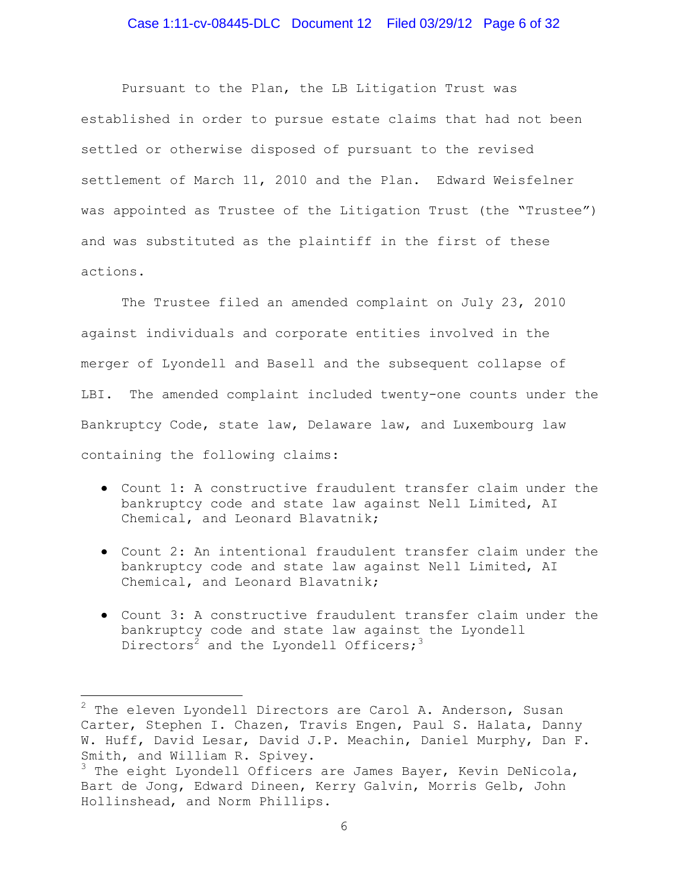Pursuant to the Plan, the LB Litigation Trust was established in order to pursue estate claims that had not been settled or otherwise disposed of pursuant to the revised settlement of March 11, 2010 and the Plan. Edward Weisfelner was appointed as Trustee of the Litigation Trust (the "Trustee") and was substituted as the plaintiff in the first of these actions.

The Trustee filed an amended complaint on July 23, 2010 against individuals and corporate entities involved in the merger of Lyondell and Basell and the subsequent collapse of LBI. The amended complaint included twenty-one counts under the Bankruptcy Code, state law, Delaware law, and Luxembourg law containing the following claims:

- Count 1: A constructive fraudulent transfer claim under the bankruptcy code and state law against Nell Limited, AI Chemical, and Leonard Blavatnik;
- Count 2: An intentional fraudulent transfer claim under the bankruptcy code and state law against Nell Limited, AI Chemical, and Leonard Blavatnik;
- Count 3: A constructive fraudulent transfer claim under the bankruptcy code and state law against the Lyondell Directors[2] and the Lyondell Officers;[3]

---

[2] The eleven Lyondell Directors are Carol A. Anderson, Susan Carter, Stephen I. Chazen, Travis Engen, Paul S. Halata, Danny W. Huff, David Lesar, David J.P. Meachin, Daniel Murphy, Dan F. Smith, and William R. Spivey.

[3] The eight Lyondell Officers are James Bayer, Kevin DeNicola, Bart de Jong, Edward Dineen, Kerry Galvin, Morris Gelb, John Hollinshead, and Norm Phillips.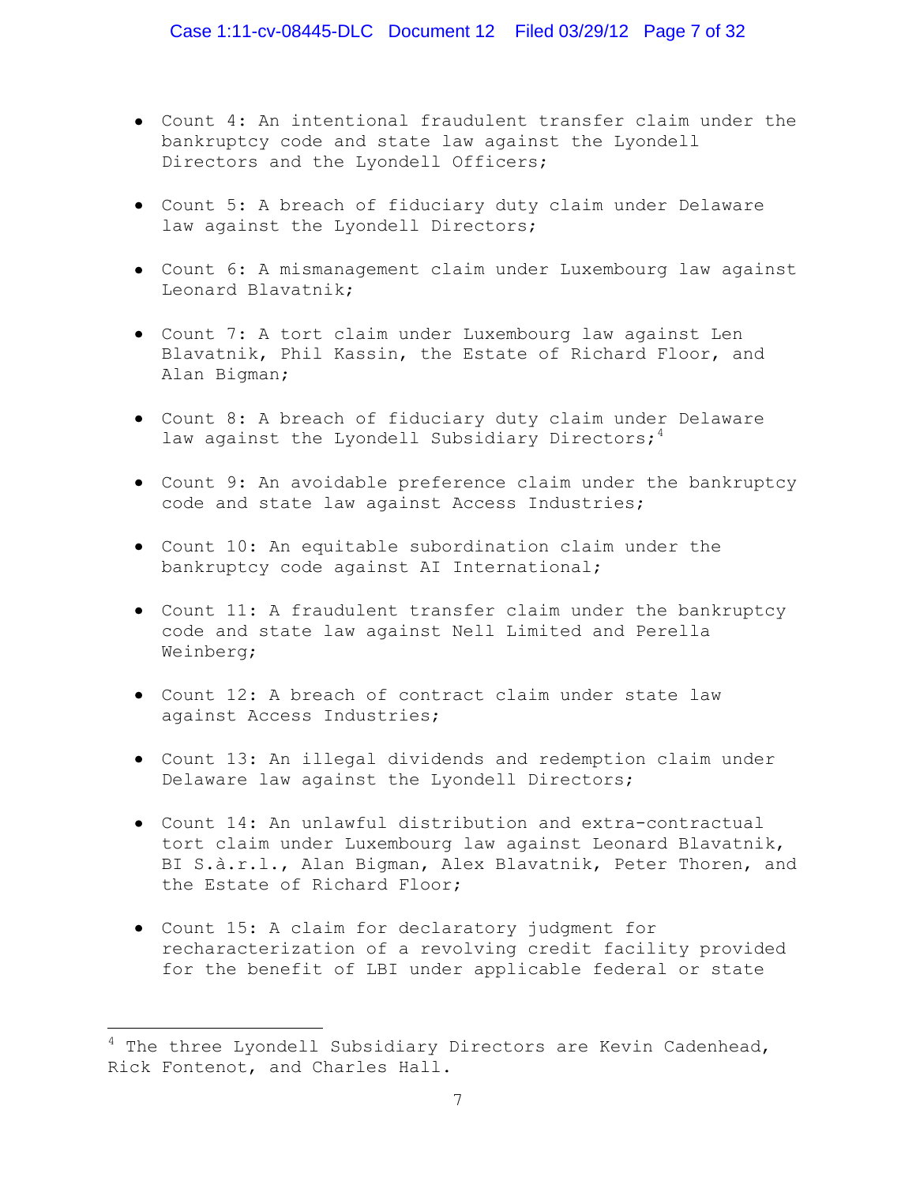- Count 4: An intentional fraudulent transfer claim under the bankruptcy code and state law against the Lyondell Directors and the Lyondell Officers;

- Count 5: A breach of fiduciary duty claim under Delaware law against the Lyondell Directors;

- Count 6: A mismanagement claim under Luxembourg law against Leonard Blavatnik;

- Count 7: A tort claim under Luxembourg law against Len Blavatnik, Phil Kassin, the Estate of Richard Floor, and Alan Bigman;

- Count 8: A breach of fiduciary duty claim under Delaware law against the Lyondell Subsidiary Directors;[4]

- Count 9: An avoidable preference claim under the bankruptcy code and state law against Access Industries;

- Count 10: An equitable subordination claim under the bankruptcy code against AI International;

- Count 11: A fraudulent transfer claim under the bankruptcy code and state law against Nell Limited and Perella Weinberg;

- Count 12: A breach of contract claim under state law against Access Industries;

- Count 13: An illegal dividends and redemption claim under Delaware law against the Lyondell Directors;

- Count 14: An unlawful distribution and extra-contractual tort claim under Luxembourg law against Leonard Blavatnik, BI S.à.r.l., Alan Bigman, Alex Blavatnik, Peter Thoren, and the Estate of Richard Floor;

- Count 15: A claim for declaratory judgment for recharacterization of a revolving credit facility provided for the benefit of LBI under applicable federal or state

---

[4] The three Lyondell Subsidiary Directors are Kevin Cadenhead, Rick Fontenot, and Charles Hall.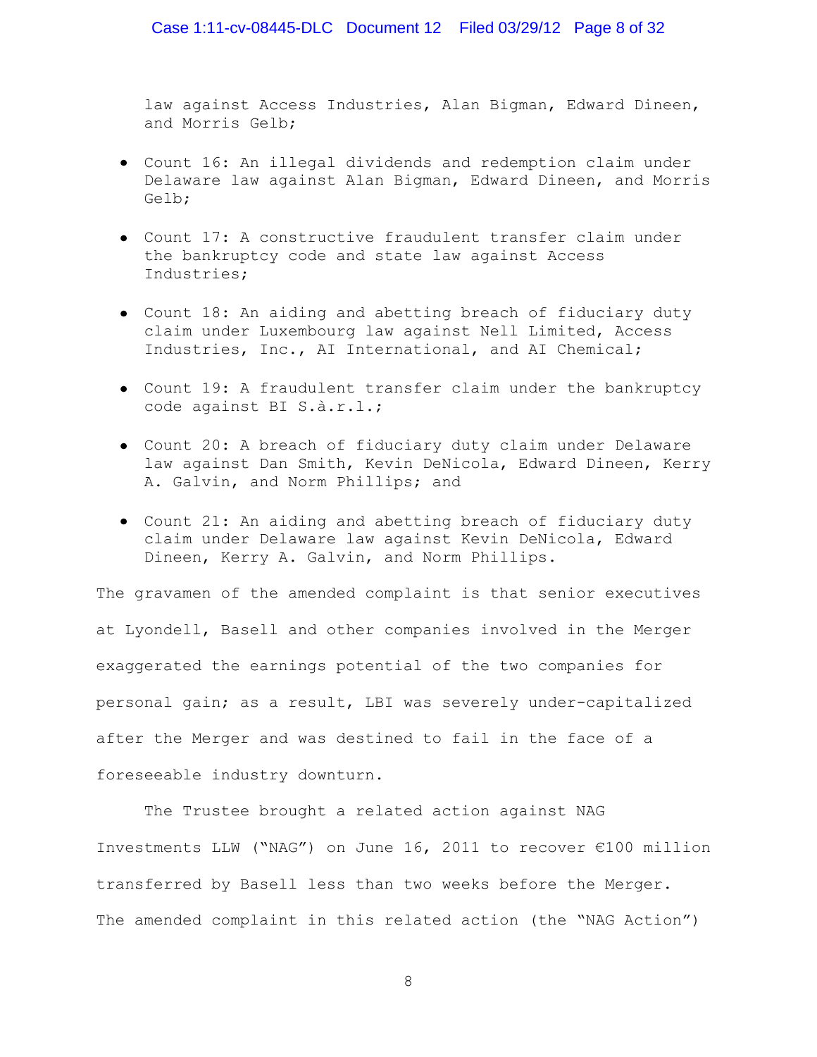law against Access Industries, Alan Bigman, Edward Dineen, and Morris Gelb;

- Count 16: An illegal dividends and redemption claim under Delaware law against Alan Bigman, Edward Dineen, and Morris Gelb;
- Count 17: A constructive fraudulent transfer claim under the bankruptcy code and state law against Access Industries;
- Count 18: An aiding and abetting breach of fiduciary duty claim under Luxembourg law against Nell Limited, Access Industries, Inc., AI International, and AI Chemical;
- Count 19: A fraudulent transfer claim under the bankruptcy code against BI S.à.r.l.;
- Count 20: A breach of fiduciary duty claim under Delaware law against Dan Smith, Kevin DeNicola, Edward Dineen, Kerry A. Galvin, and Norm Phillips; and
- Count 21: An aiding and abetting breach of fiduciary duty claim under Delaware law against Kevin DeNicola, Edward Dineen, Kerry A. Galvin, and Norm Phillips.

The gravamen of the amended complaint is that senior executives at Lyondell, Basell and other companies involved in the Merger exaggerated the earnings potential of the two companies for personal gain; as a result, LBI was severely under-capitalized after the Merger and was destined to fail in the face of a foreseeable industry downturn.

The Trustee brought a related action against NAG Investments LLW ("NAG") on June 16, 2011 to recover €100 million transferred by Basell less than two weeks before the Merger. The amended complaint in this related action (the "NAG Action")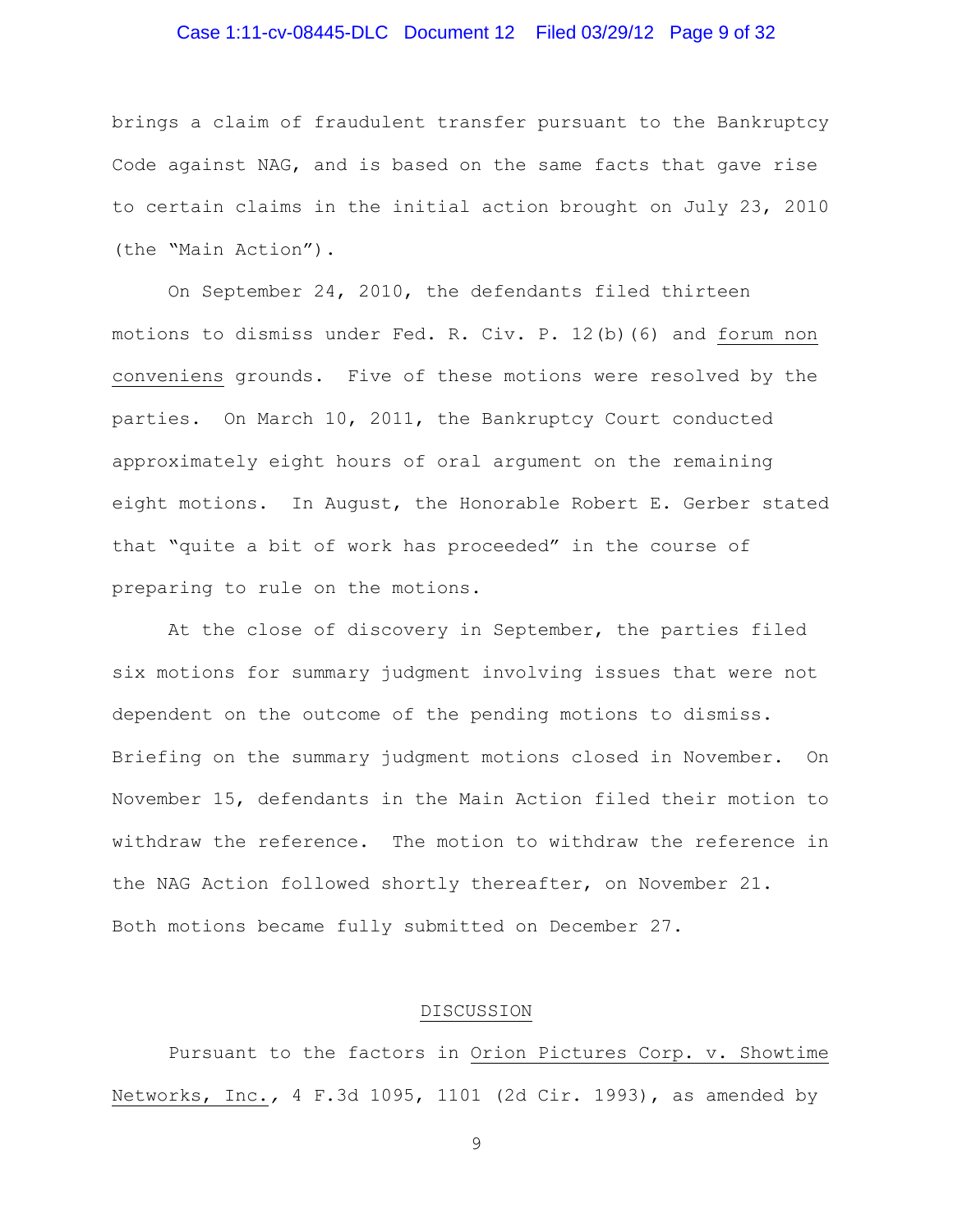brings a claim of fraudulent transfer pursuant to the Bankruptcy Code against NAG, and is based on the same facts that gave rise to certain claims in the initial action brought on July 23, 2010 (the "Main Action").

On September 24, 2010, the defendants filed thirteen motions to dismiss under Fed. R. Civ. P. 12(b)(6) and *forum non conveniens* grounds. Five of these motions were resolved by the parties. On March 10, 2011, the Bankruptcy Court conducted approximately eight hours of oral argument on the remaining eight motions. In August, the Honorable Robert E. Gerber stated that "quite a bit of work has proceeded" in the course of preparing to rule on the motions.

At the close of discovery in September, the parties filed six motions for summary judgment involving issues that were not dependent on the outcome of the pending motions to dismiss. Briefing on the summary judgment motions closed in November. On November 15, defendants in the Main Action filed their motion to withdraw the reference. The motion to withdraw the reference in the NAG Action followed shortly thereafter, on November 21. Both motions became fully submitted on December 27.

## DISCUSSION

Pursuant to the factors in *Orion Pictures Corp. v. Showtime Networks, Inc.*, 4 F.3d 1095, 1101 (2d Cir. 1993), as amended by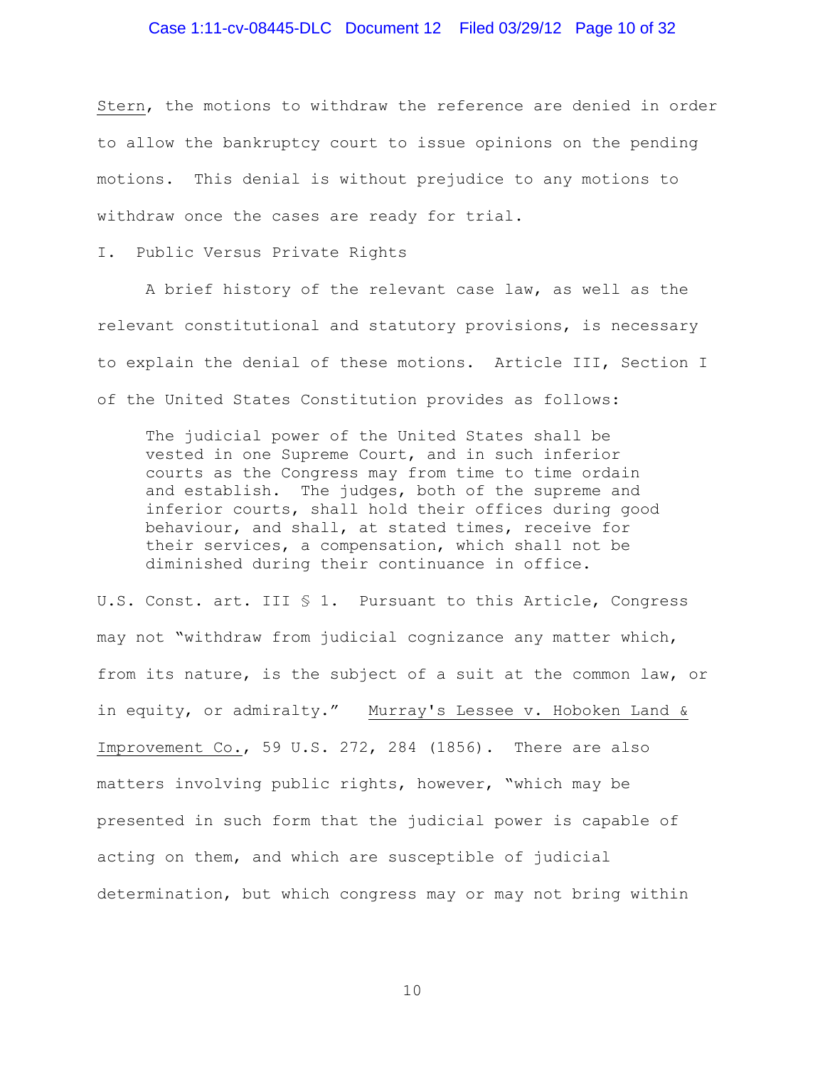Stern, the motions to withdraw the reference are denied in order to allow the bankruptcy court to issue opinions on the pending motions. This denial is without prejudice to any motions to withdraw once the cases are ready for trial.

## I. Public Versus Private Rights

A brief history of the relevant case law, as well as the relevant constitutional and statutory provisions, is necessary to explain the denial of these motions. Article III, Section I of the United States Constitution provides as follows:

> The judicial power of the United States shall be vested in one Supreme Court, and in such inferior courts as the Congress may from time to time ordain and establish. The judges, both of the supreme and inferior courts, shall hold their offices during good behaviour, and shall, at stated times, receive for their services, a compensation, which shall not be diminished during their continuance in office.

U.S. Const. art. III § 1. Pursuant to this Article, Congress may not "withdraw from judicial cognizance any matter which, from its nature, is the subject of a suit at the common law, or in equity, or admiralty." Murray's Lessee v. Hoboken Land & Improvement Co., 59 U.S. 272, 284 (1856). There are also matters involving public rights, however, "which may be presented in such form that the judicial power is capable of acting on them, and which are susceptible of judicial determination, but which congress may or may not bring within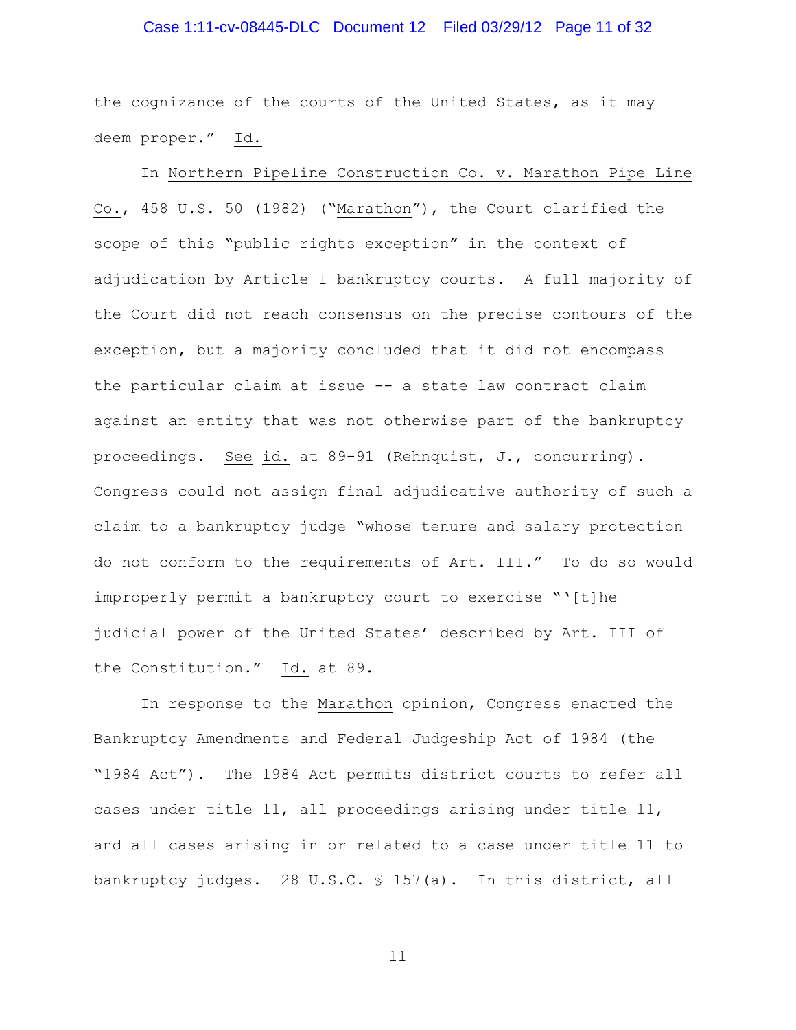the cognizance of the courts of the United States, as it may deem proper." Id.

In Northern Pipeline Construction Co. v. Marathon Pipe Line Co., 458 U.S. 50 (1982) ("Marathon"), the Court clarified the scope of this "public rights exception" in the context of adjudication by Article I bankruptcy courts. A full majority of the Court did not reach consensus on the precise contours of the exception, but a majority concluded that it did not encompass the particular claim at issue -- a state law contract claim against an entity that was not otherwise part of the bankruptcy proceedings. See id. at 89-91 (Rehnquist, J., concurring). Congress could not assign final adjudicative authority of such a claim to a bankruptcy judge "whose tenure and salary protection do not conform to the requirements of Art. III." To do so would improperly permit a bankruptcy court to exercise "'[t]he judicial power of the United States' described by Art. III of the Constitution." Id. at 89.

In response to the Marathon opinion, Congress enacted the Bankruptcy Amendments and Federal Judgeship Act of 1984 (the "1984 Act"). The 1984 Act permits district courts to refer all cases under title 11, all proceedings arising under title 11, and all cases arising in or related to a case under title 11 to bankruptcy judges. 28 U.S.C. § 157(a). In this district, all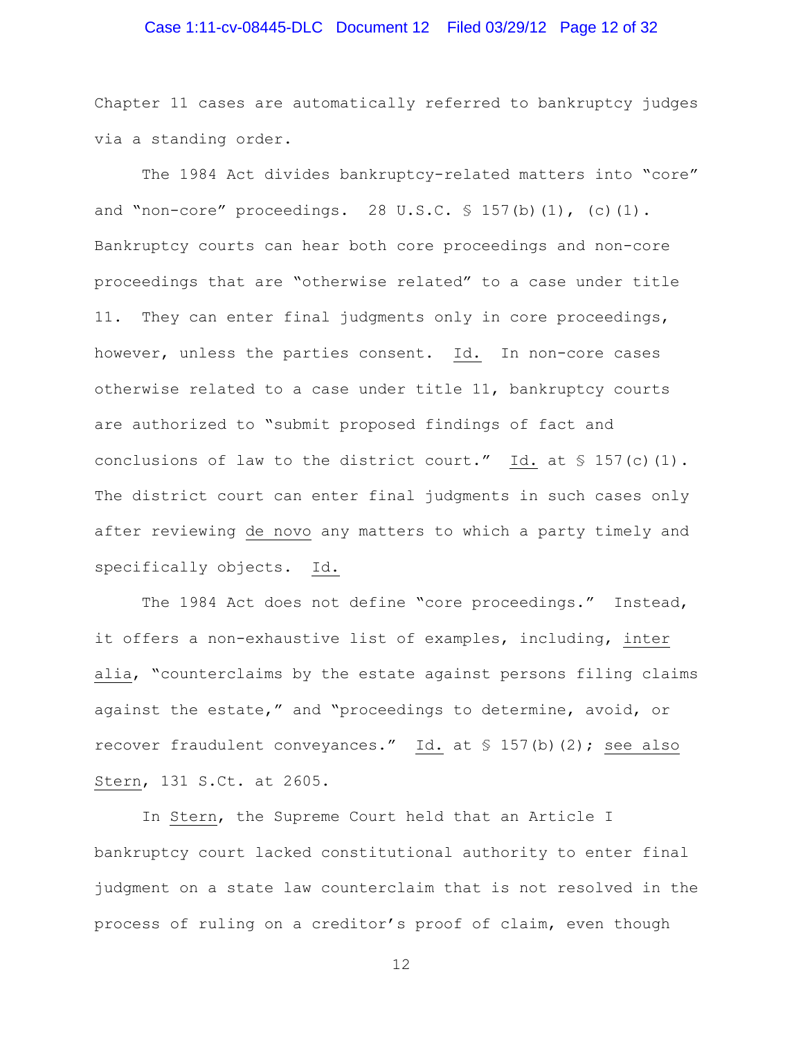Chapter 11 cases are automatically referred to bankruptcy judges via a standing order.

The 1984 Act divides bankruptcy-related matters into "core" and "non-core" proceedings. 28 U.S.C. § 157(b)(1), (c)(1). Bankruptcy courts can hear both core proceedings and non-core proceedings that are "otherwise related" to a case under title 11. They can enter final judgments only in core proceedings, however, unless the parties consent. _Id._ In non-core cases otherwise related to a case under title 11, bankruptcy courts are authorized to "submit proposed findings of fact and conclusions of law to the district court." _Id._ at § 157(c)(1). The district court can enter final judgments in such cases only after reviewing _de novo_ any matters to which a party timely and specifically objects. _Id._

The 1984 Act does not define "core proceedings." Instead, it offers a non-exhaustive list of examples, including, _inter alia_, "counterclaims by the estate against persons filing claims against the estate," and "proceedings to determine, avoid, or recover fraudulent conveyances." _Id._ at § 157(b)(2); _see also_ _Stern_, 131 S.Ct. at 2605.

In _Stern_, the Supreme Court held that an Article I bankruptcy court lacked constitutional authority to enter final judgment on a state law counterclaim that is not resolved in the process of ruling on a creditor's proof of claim, even though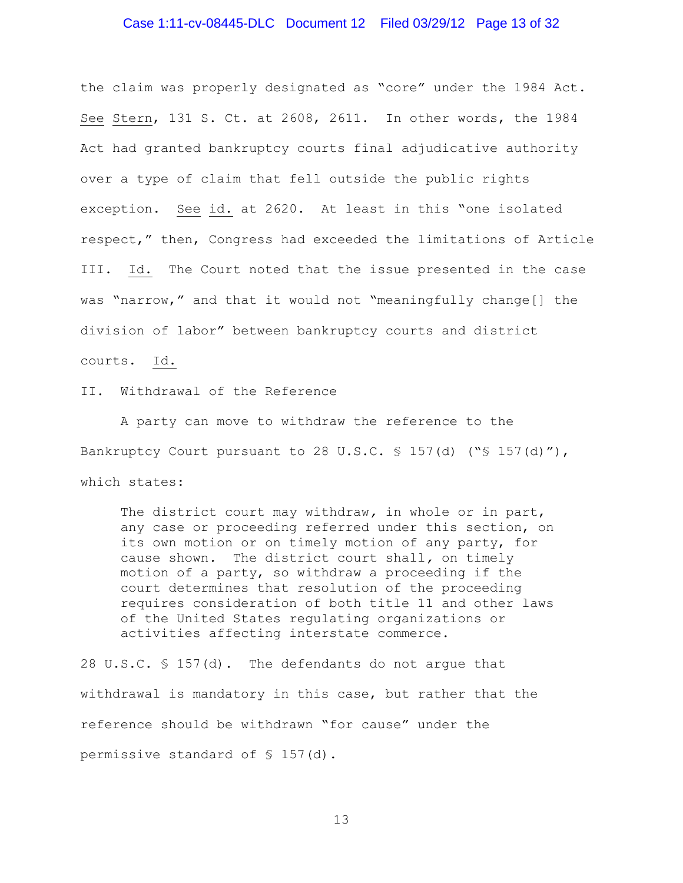the claim was properly designated as "core" under the 1984 Act. See Stern, 131 S. Ct. at 2608, 2611. In other words, the 1984 Act had granted bankruptcy courts final adjudicative authority over a type of claim that fell outside the public rights exception. See id. at 2620. At least in this "one isolated respect," then, Congress had exceeded the limitations of Article III. Id. The Court noted that the issue presented in the case was "narrow," and that it would not "meaningfully change[] the division of labor" between bankruptcy courts and district courts. Id.

## II. Withdrawal of the Reference

A party can move to withdraw the reference to the Bankruptcy Court pursuant to 28 U.S.C. § 157(d) ("§ 157(d)"), which states:

> The district court may withdraw, in whole or in part, any case or proceeding referred under this section, on its own motion or on timely motion of any party, for cause shown. The district court shall, on timely motion of a party, so withdraw a proceeding if the court determines that resolution of the proceeding requires consideration of both title 11 and other laws of the United States regulating organizations or activities affecting interstate commerce.

28 U.S.C. § 157(d). The defendants do not argue that withdrawal is mandatory in this case, but rather that the reference should be withdrawn "for cause" under the permissive standard of § 157(d).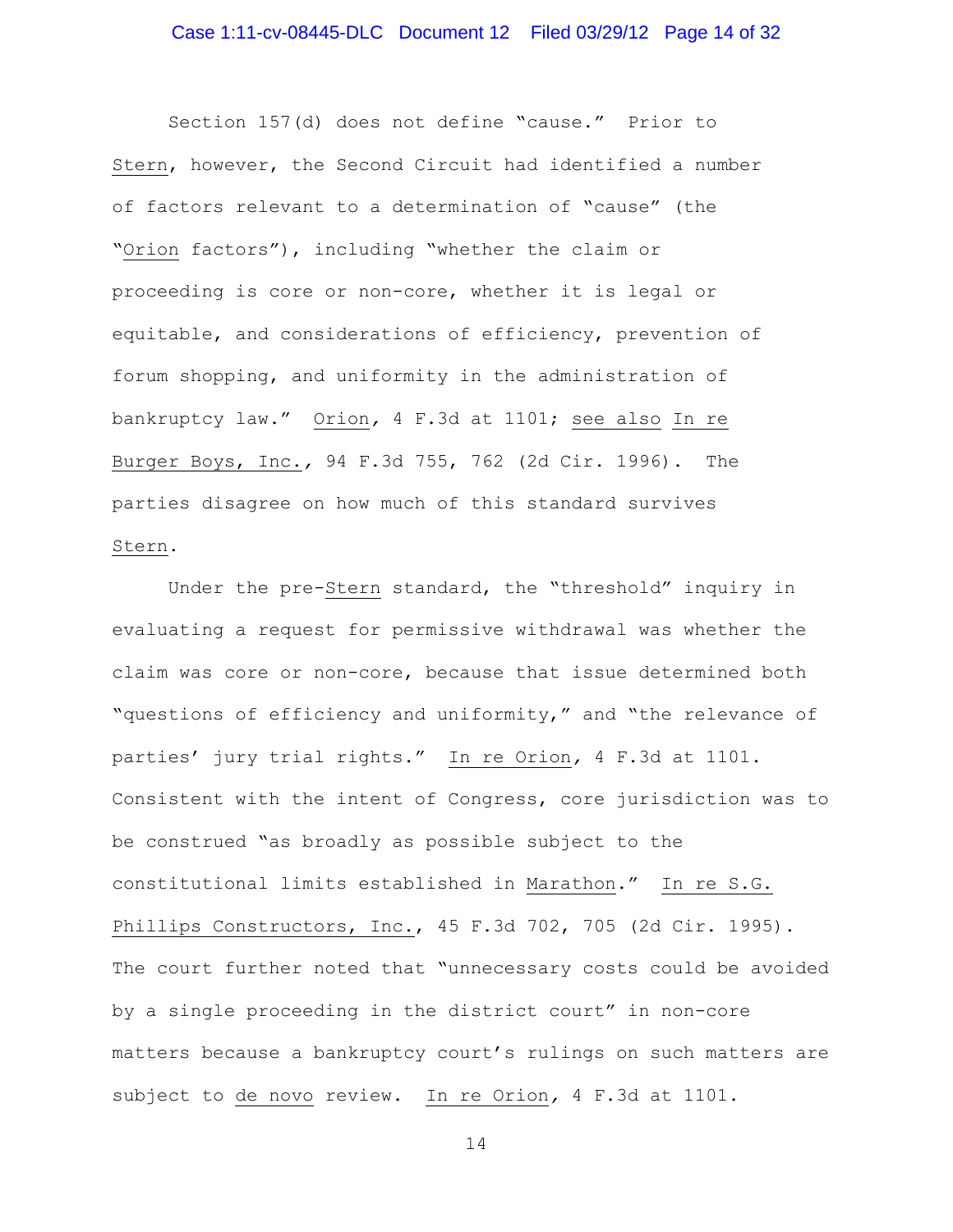Section 157(d) does not define "cause." Prior to Stern, however, the Second Circuit had identified a number of factors relevant to a determination of "cause" (the "Orion factors"), including "whether the claim or proceeding is core or non-core, whether it is legal or equitable, and considerations of efficiency, prevention of forum shopping, and uniformity in the administration of bankruptcy law." Orion, 4 F.3d at 1101; see also In re Burger Boys, Inc., 94 F.3d 755, 762 (2d Cir. 1996). The parties disagree on how much of this standard survives Stern.

Under the pre-Stern standard, the "threshold" inquiry in evaluating a request for permissive withdrawal was whether the claim was core or non-core, because that issue determined both "questions of efficiency and uniformity," and "the relevance of parties' jury trial rights." In re Orion, 4 F.3d at 1101. Consistent with the intent of Congress, core jurisdiction was to be construed "as broadly as possible subject to the constitutional limits established in Marathon." In re S.G. Phillips Constructors, Inc., 45 F.3d 702, 705 (2d Cir. 1995). The court further noted that "unnecessary costs could be avoided by a single proceeding in the district court" in non-core matters because a bankruptcy court's rulings on such matters are subject to de novo review. In re Orion, 4 F.3d at 1101.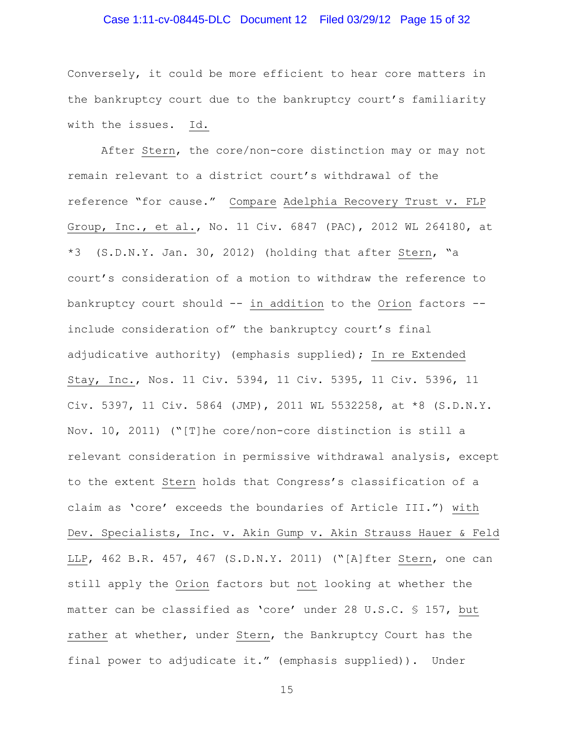Conversely, it could be more efficient to hear core matters in the bankruptcy court due to the bankruptcy court's familiarity with the issues. Id.

After Stern, the core/non-core distinction may or may not remain relevant to a district court's withdrawal of the reference "for cause." Compare Adelphia Recovery Trust v. FLP Group, Inc., et al., No. 11 Civ. 6847 (PAC), 2012 WL 264180, at *3 (S.D.N.Y. Jan. 30, 2012) (holding that after Stern, "a court's consideration of a motion to withdraw the reference to bankruptcy court should -- in addition to the Orion factors -- include consideration of" the bankruptcy court's final adjudicative authority) (emphasis supplied); In re Extended Stay, Inc., Nos. 11 Civ. 5394, 11 Civ. 5395, 11 Civ. 5396, 11 Civ. 5397, 11 Civ. 5864 (JMP), 2011 WL 5532258, at *8 (S.D.N.Y. Nov. 10, 2011) ("[T]he core/non-core distinction is still a relevant consideration in permissive withdrawal analysis, except to the extent Stern holds that Congress's classification of a claim as 'core' exceeds the boundaries of Article III.") with Dev. Specialists, Inc. v. Akin Gump v. Akin Strauss Hauer & Feld LLP, 462 B.R. 457, 467 (S.D.N.Y. 2011) ("[A]fter Stern, one can still apply the Orion factors but not looking at whether the matter can be classified as 'core' under 28 U.S.C. § 157, but rather at whether, under Stern, the Bankruptcy Court has the final power to adjudicate it." (emphasis supplied)). Under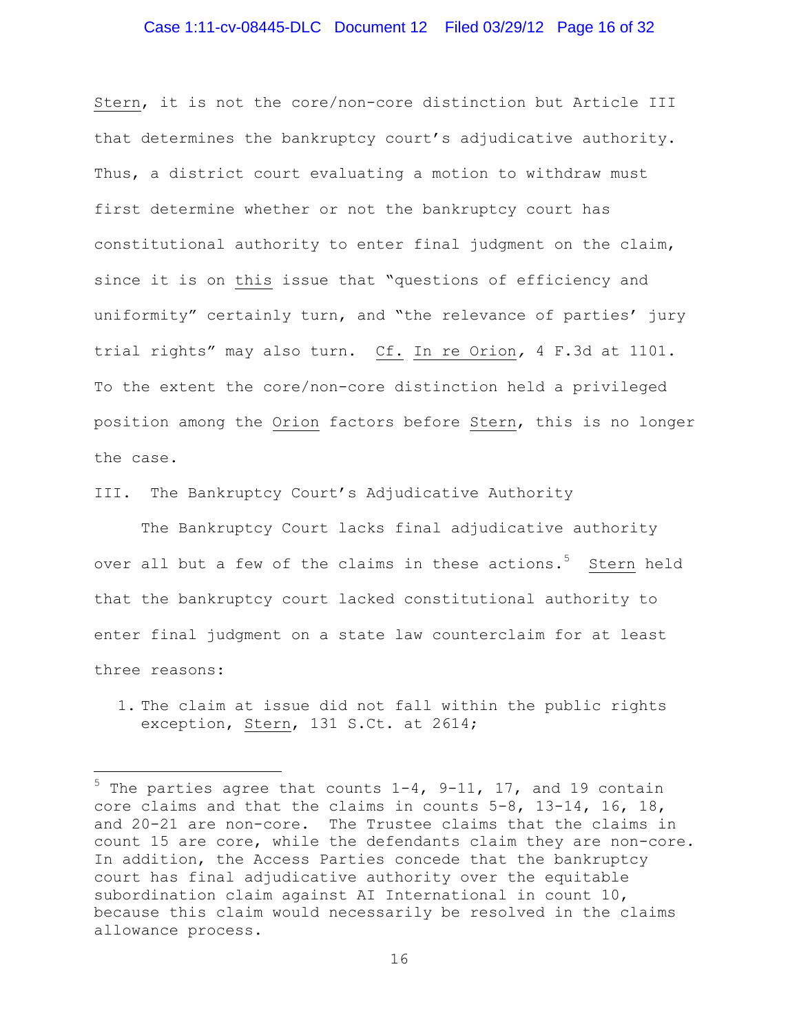Stern, it is not the core/non-core distinction but Article III that determines the bankruptcy court's adjudicative authority. Thus, a district court evaluating a motion to withdraw must first determine whether or not the bankruptcy court has constitutional authority to enter final judgment on the claim, since it is on this issue that "questions of efficiency and uniformity" certainly turn, and "the relevance of parties' jury trial rights" may also turn. Cf. In re Orion, 4 F.3d at 1101. To the extent the core/non-core distinction held a privileged position among the Orion factors before Stern, this is no longer the case.

III. The Bankruptcy Court's Adjudicative Authority

The Bankruptcy Court lacks final adjudicative authority over all but a few of the claims in these actions.[5] Stern held that the bankruptcy court lacked constitutional authority to enter final judgment on a state law counterclaim for at least three reasons:

1. The claim at issue did not fall within the public rights exception, Stern, 131 S.Ct. at 2614;

---

[5] The parties agree that counts 1-4, 9-11, 17, and 19 contain core claims and that the claims in counts 5-8, 13-14, 16, 18, and 20-21 are non-core. The Trustee claims that the claims in count 15 are core, while the defendants claim they are non-core. In addition, the Access Parties concede that the bankruptcy court has final adjudicative authority over the equitable subordination claim against AI International in count 10, because this claim would necessarily be resolved in the claims allowance process.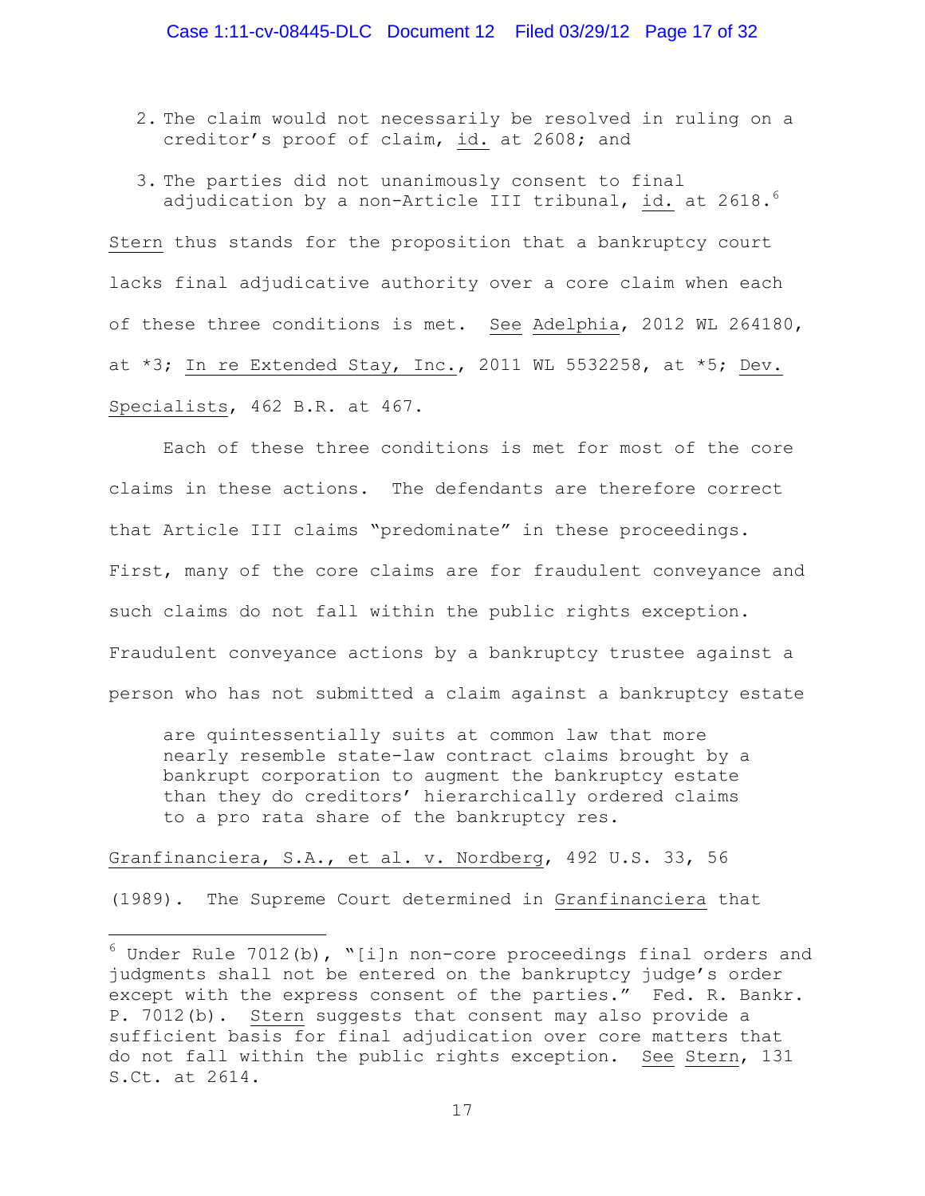2. The claim would not necessarily be resolved in ruling on a creditor's proof of claim, id. at 2608; and

3. The parties did not unanimously consent to final adjudication by a non-Article III tribunal, id. at 2618.[6]

Stern thus stands for the proposition that a bankruptcy court lacks final adjudicative authority over a core claim when each of these three conditions is met. See Adelphia, 2012 WL 264180, at *3; In re Extended Stay, Inc., 2011 WL 5532258, at *5; Dev. Specialists, 462 B.R. at 467.

Each of these three conditions is met for most of the core claims in these actions. The defendants are therefore correct that Article III claims "predominate" in these proceedings. First, many of the core claims are for fraudulent conveyance and such claims do not fall within the public rights exception. Fraudulent conveyance actions by a bankruptcy trustee against a person who has not submitted a claim against a bankruptcy estate

> are quintessentially suits at common law that more nearly resemble state-law contract claims brought by a bankrupt corporation to augment the bankruptcy estate than they do creditors' hierarchically ordered claims to a pro rata share of the bankruptcy res.

Granfinanciera, S.A., et al. v. Nordberg, 492 U.S. 33, 56 (1989). The Supreme Court determined in Granfinanciera that

---

[6] Under Rule 7012(b), "[i]n non-core proceedings final orders and judgments shall not be entered on the bankruptcy judge's order except with the express consent of the parties." Fed. R. Bankr. P. 7012(b). Stern suggests that consent may also provide a sufficient basis for final adjudication over core matters that do not fall within the public rights exception. See Stern, 131 S.Ct. at 2614.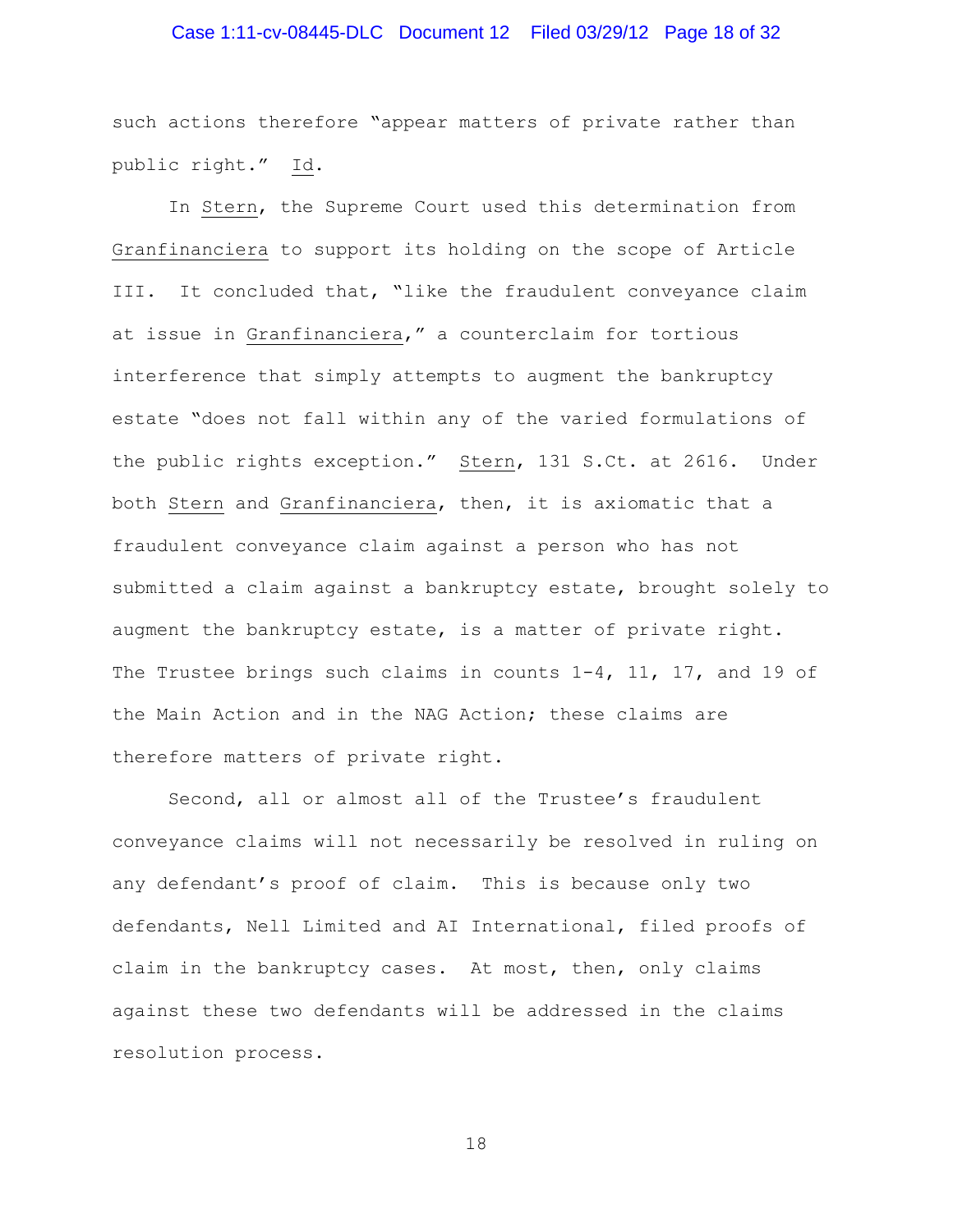such actions therefore "appear matters of private rather than public right." Id.

In Stern, the Supreme Court used this determination from Granfinanciera to support its holding on the scope of Article III. It concluded that, "like the fraudulent conveyance claim at issue in Granfinanciera," a counterclaim for tortious interference that simply attempts to augment the bankruptcy estate "does not fall within any of the varied formulations of the public rights exception." Stern, 131 S.Ct. at 2616. Under both Stern and Granfinanciera, then, it is axiomatic that a fraudulent conveyance claim against a person who has not submitted a claim against a bankruptcy estate, brought solely to augment the bankruptcy estate, is a matter of private right. The Trustee brings such claims in counts 1-4, 11, 17, and 19 of the Main Action and in the NAG Action; these claims are therefore matters of private right.

Second, all or almost all of the Trustee's fraudulent conveyance claims will not necessarily be resolved in ruling on any defendant's proof of claim. This is because only two defendants, Nell Limited and AI International, filed proofs of claim in the bankruptcy cases. At most, then, only claims against these two defendants will be addressed in the claims resolution process.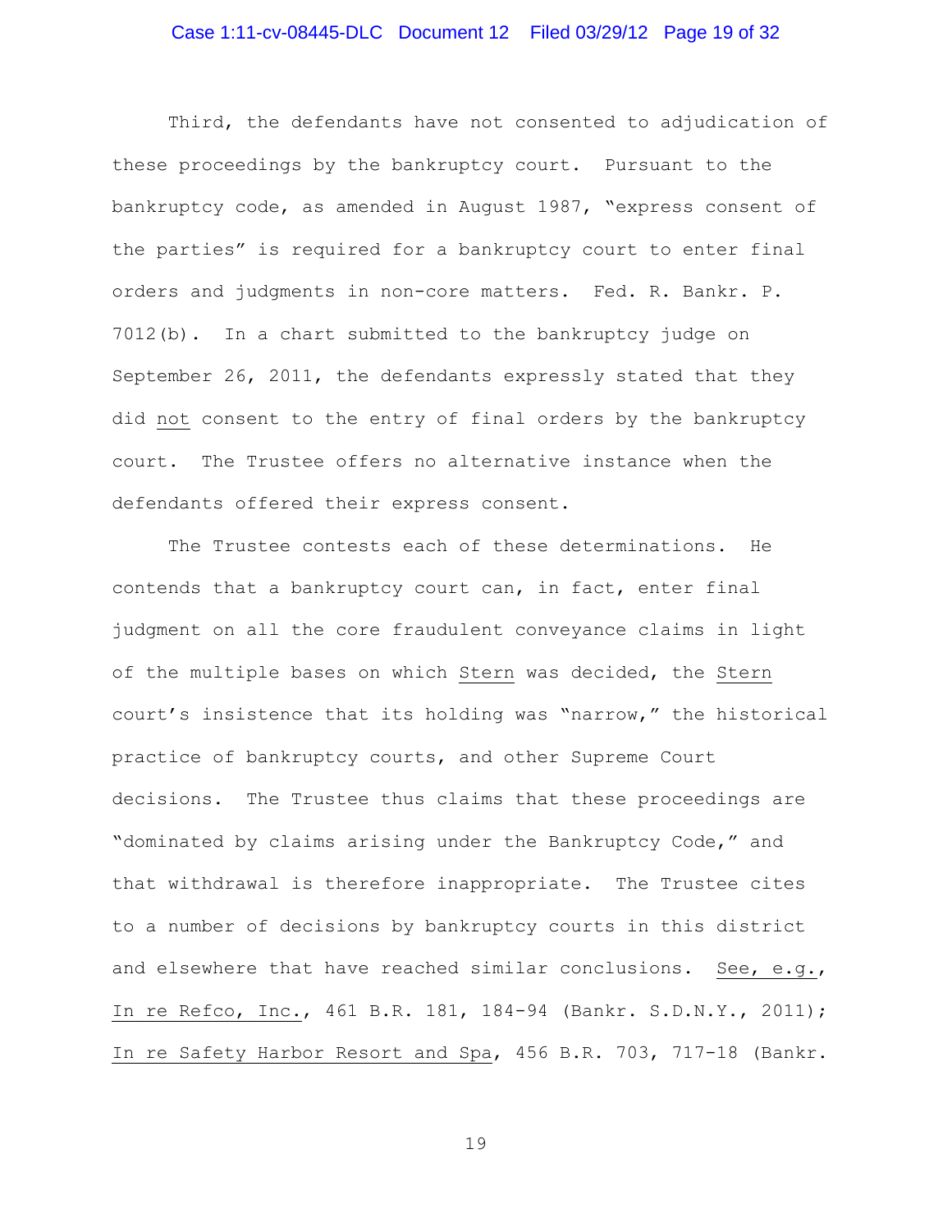Third, the defendants have not consented to adjudication of these proceedings by the bankruptcy court. Pursuant to the bankruptcy code, as amended in August 1987, "express consent of the parties" is required for a bankruptcy court to enter final orders and judgments in non-core matters. Fed. R. Bankr. P. 7012(b). In a chart submitted to the bankruptcy judge on September 26, 2011, the defendants expressly stated that they did not consent to the entry of final orders by the bankruptcy court. The Trustee offers no alternative instance when the defendants offered their express consent.

The Trustee contests each of these determinations. He contends that a bankruptcy court can, in fact, enter final judgment on all the core fraudulent conveyance claims in light of the multiple bases on which Stern was decided, the Stern court's insistence that its holding was "narrow," the historical practice of bankruptcy courts, and other Supreme Court decisions. The Trustee thus claims that these proceedings are "dominated by claims arising under the Bankruptcy Code," and that withdrawal is therefore inappropriate. The Trustee cites to a number of decisions by bankruptcy courts in this district and elsewhere that have reached similar conclusions. See, e.g., In re Refco, Inc., 461 B.R. 181, 184-94 (Bankr. S.D.N.Y., 2011); In re Safety Harbor Resort and Spa, 456 B.R. 703, 717-18 (Bankr.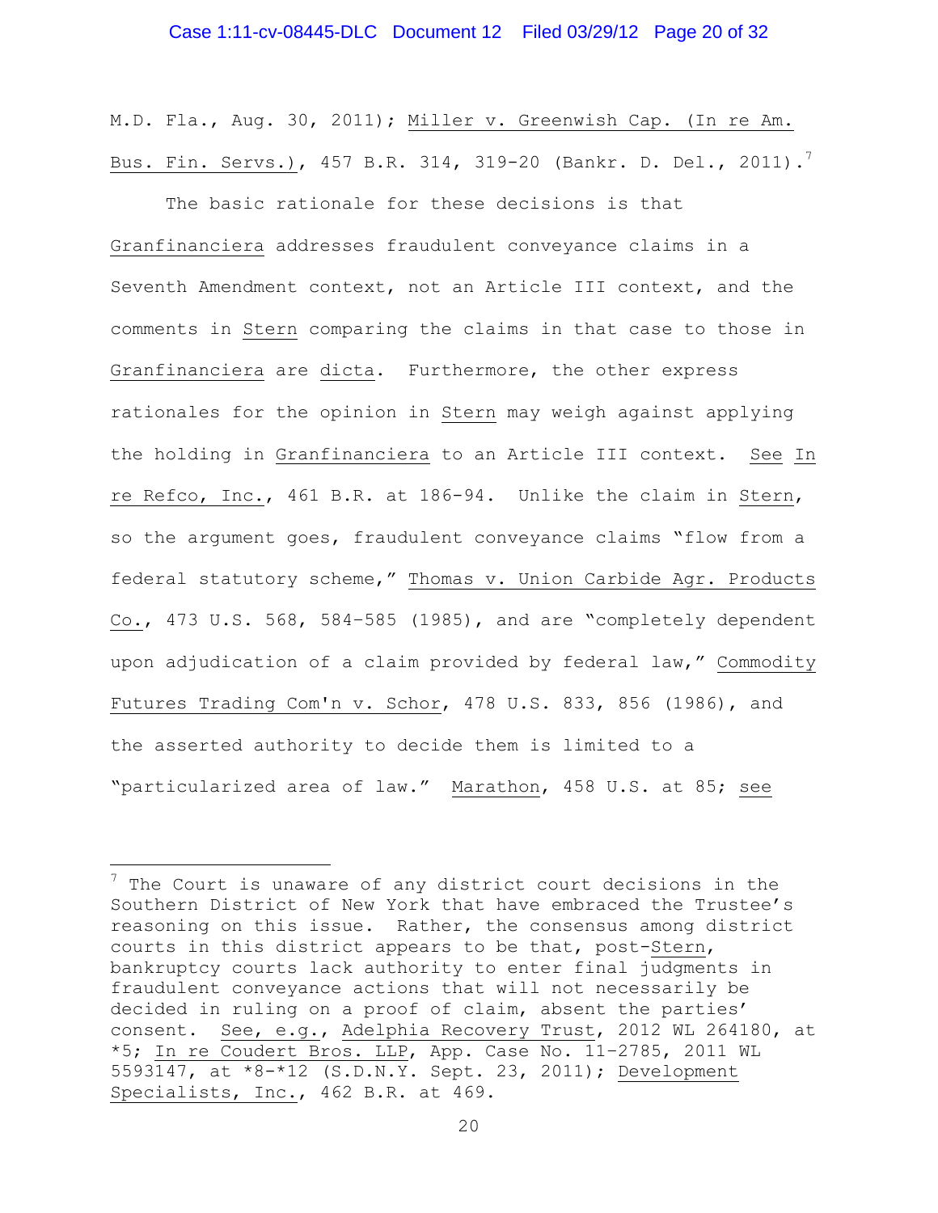M.D. Fla., Aug. 30, 2011); Miller v. Greenwish Cap. (In re Am. Bus. Fin. Servs.), 457 B.R. 314, 319-20 (Bankr. D. Del., 2011).[7]

The basic rationale for these decisions is that Granfinanciera addresses fraudulent conveyance claims in a Seventh Amendment context, not an Article III context, and the comments in Stern comparing the claims in that case to those in Granfinanciera are dicta. Furthermore, the other express rationales for the opinion in Stern may weigh against applying the holding in Granfinanciera to an Article III context. See In re Refco, Inc., 461 B.R. at 186-94. Unlike the claim in Stern, so the argument goes, fraudulent conveyance claims "flow from a federal statutory scheme," Thomas v. Union Carbide Agr. Products Co., 473 U.S. 568, 584–585 (1985), and are "completely dependent upon adjudication of a claim provided by federal law," Commodity Futures Trading Com'n v. Schor, 478 U.S. 833, 856 (1986), and the asserted authority to decide them is limited to a "particularized area of law." Marathon, 458 U.S. at 85; see

---

[7] The Court is unaware of any district court decisions in the Southern District of New York that have embraced the Trustee's reasoning on this issue. Rather, the consensus among district courts in this district appears to be that, post-Stern, bankruptcy courts lack authority to enter final judgments in fraudulent conveyance actions that will not necessarily be decided in ruling on a proof of claim, absent the parties' consent. See, e.g., Adelphia Recovery Trust, 2012 WL 264180, at *5; In re Coudert Bros. LLP, App. Case No. 11-2785, 2011 WL 5593147, at *8-*12 (S.D.N.Y. Sept. 23, 2011); Development Specialists, Inc., 462 B.R. at 469.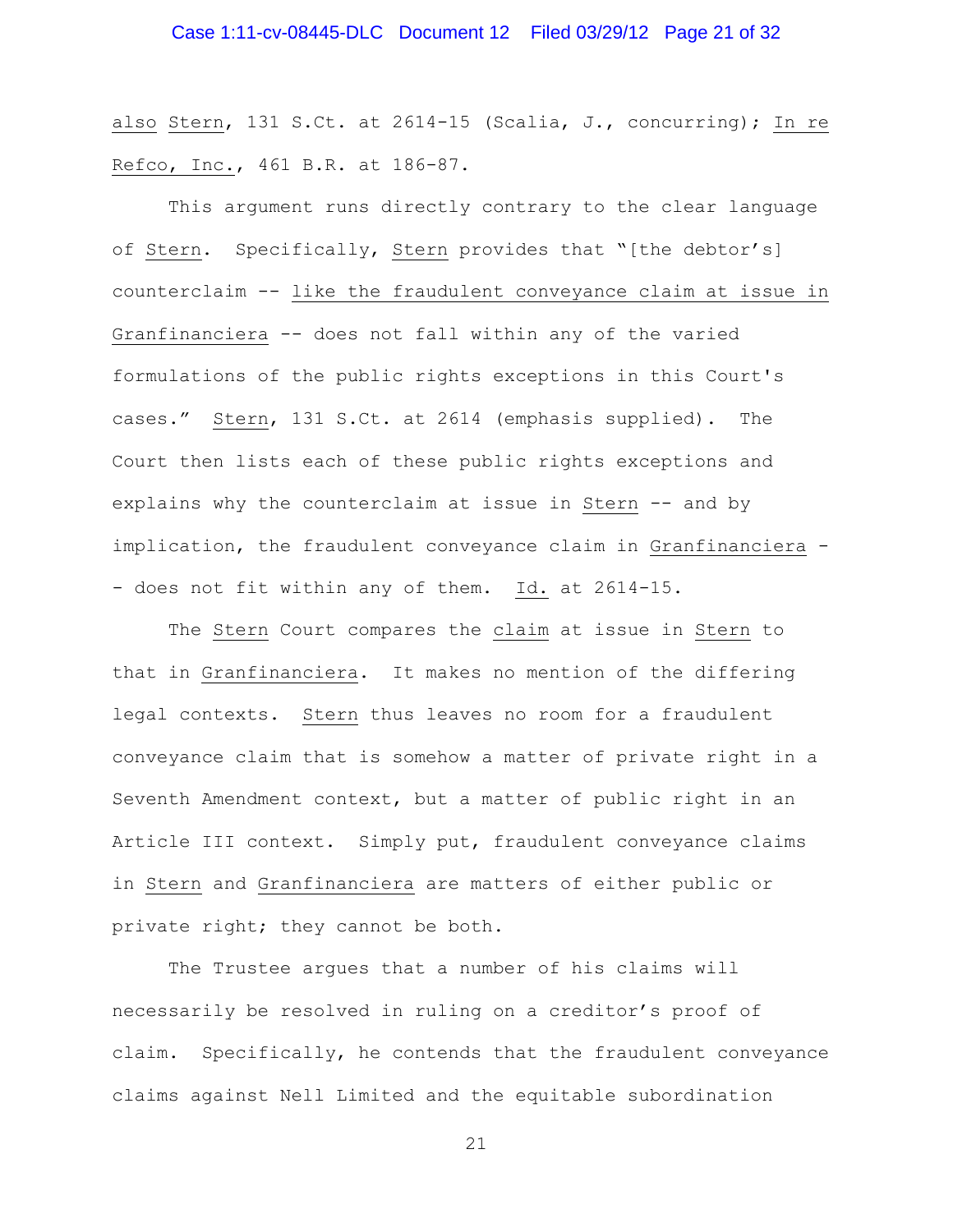also Stern, 131 S.Ct. at 2614-15 (Scalia, J., concurring); In re Refco, Inc., 461 B.R. at 186-87.

This argument runs directly contrary to the clear language of Stern. Specifically, Stern provides that "[the debtor's] counterclaim -- like the fraudulent conveyance claim at issue in Granfinanciera -- does not fall within any of the varied formulations of the public rights exceptions in this Court's cases." Stern, 131 S.Ct. at 2614 (emphasis supplied). The Court then lists each of these public rights exceptions and explains why the counterclaim at issue in Stern -- and by implication, the fraudulent conveyance claim in Granfinanciera -- does not fit within any of them. Id. at 2614-15.

The Stern Court compares the claim at issue in Stern to that in Granfinanciera. It makes no mention of the differing legal contexts. Stern thus leaves no room for a fraudulent conveyance claim that is somehow a matter of private right in a Seventh Amendment context, but a matter of public right in an Article III context. Simply put, fraudulent conveyance claims in Stern and Granfinanciera are matters of either public or private right; they cannot be both.

The Trustee argues that a number of his claims will necessarily be resolved in ruling on a creditor's proof of claim. Specifically, he contends that the fraudulent conveyance claims against Nell Limited and the equitable subordination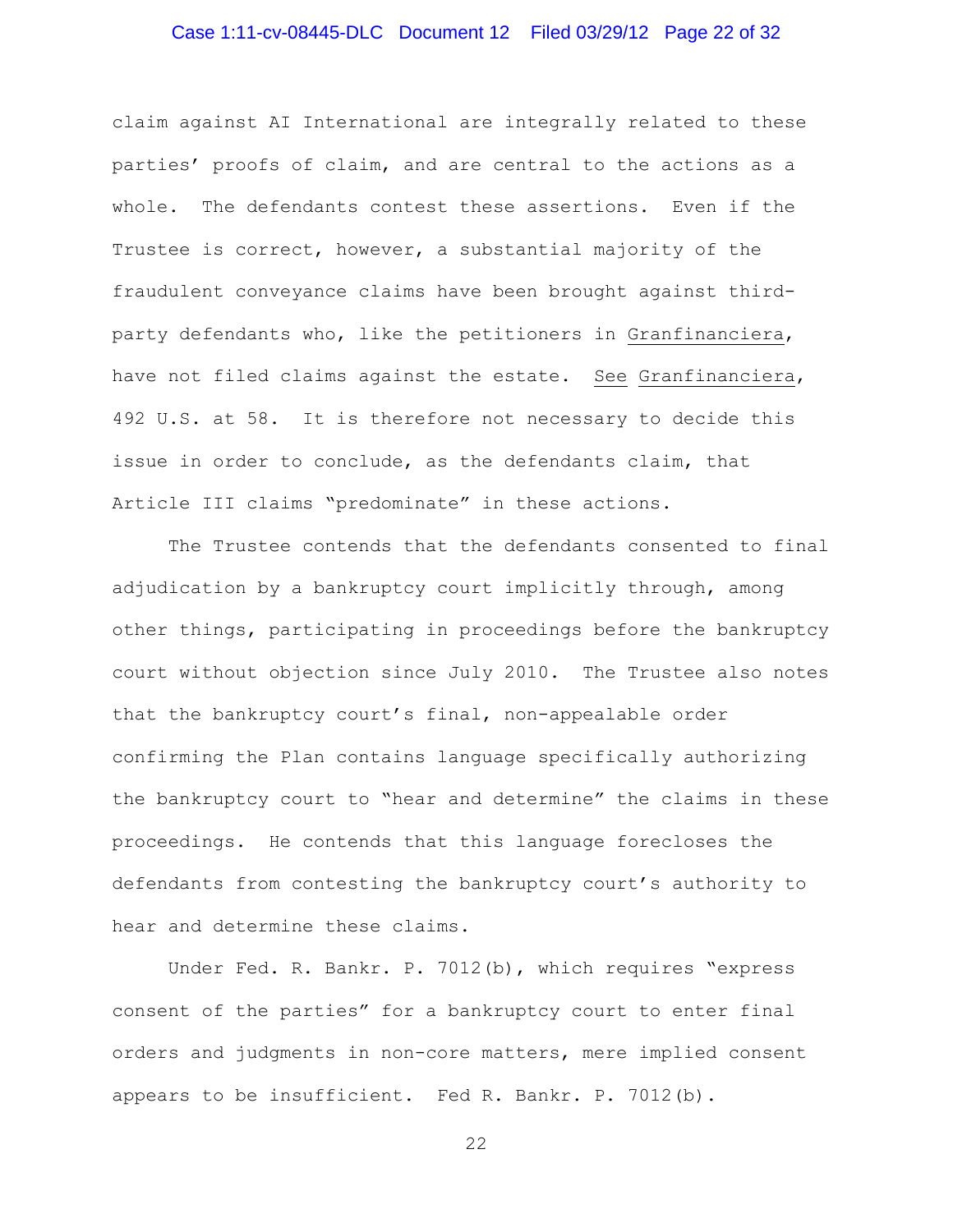claim against AI International are integrally related to these parties' proofs of claim, and are central to the actions as a whole. The defendants contest these assertions. Even if the Trustee is correct, however, a substantial majority of the fraudulent conveyance claims have been brought against third-party defendants who, like the petitioners in Granfinanciera, have not filed claims against the estate. See Granfinanciera, 492 U.S. at 58. It is therefore not necessary to decide this issue in order to conclude, as the defendants claim, that Article III claims "predominate" in these actions.

The Trustee contends that the defendants consented to final adjudication by a bankruptcy court implicitly through, among other things, participating in proceedings before the bankruptcy court without objection since July 2010. The Trustee also notes that the bankruptcy court's final, non-appealable order confirming the Plan contains language specifically authorizing the bankruptcy court to "hear and determine" the claims in these proceedings. He contends that this language forecloses the defendants from contesting the bankruptcy court's authority to hear and determine these claims.

Under Fed. R. Bankr. P. 7012(b), which requires "express consent of the parties" for a bankruptcy court to enter final orders and judgments in non-core matters, mere implied consent appears to be insufficient. Fed R. Bankr. P. 7012(b).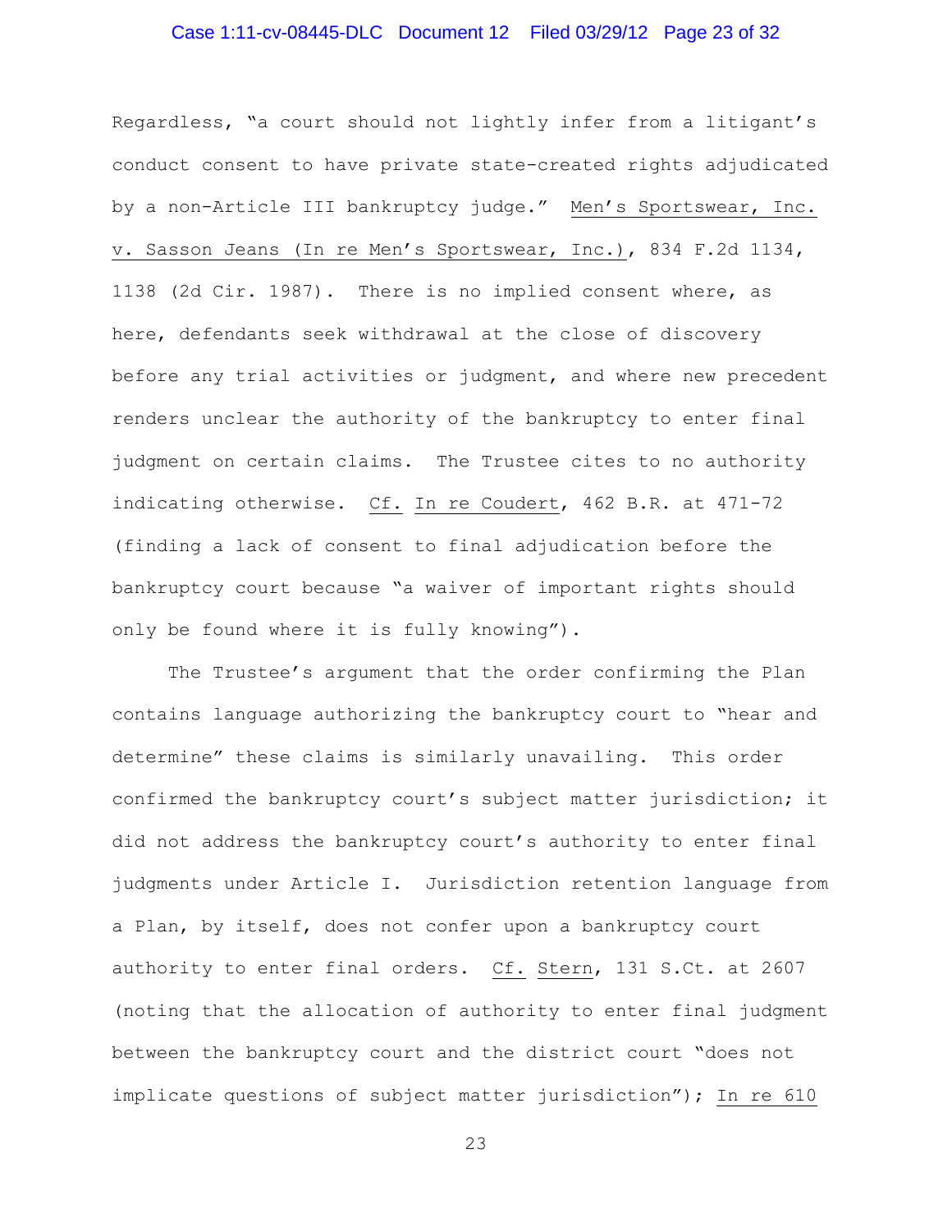Regardless, "a court should not lightly infer from a litigant's conduct consent to have private state-created rights adjudicated by a non-Article III bankruptcy judge." Men's Sportswear, Inc. v. Sasson Jeans (In re Men's Sportswear, Inc.), 834 F.2d 1134, 1138 (2d Cir. 1987). There is no implied consent where, as here, defendants seek withdrawal at the close of discovery before any trial activities or judgment, and where new precedent renders unclear the authority of the bankruptcy to enter final judgment on certain claims. The Trustee cites to no authority indicating otherwise. Cf. In re Coudert, 462 B.R. at 471-72 (finding a lack of consent to final adjudication before the bankruptcy court because "a waiver of important rights should only be found where it is fully knowing").

The Trustee's argument that the order confirming the Plan contains language authorizing the bankruptcy court to "hear and determine" these claims is similarly unavailing. This order confirmed the bankruptcy court's subject matter jurisdiction; it did not address the bankruptcy court's authority to enter final judgments under Article I. Jurisdiction retention language from a Plan, by itself, does not confer upon a bankruptcy court authority to enter final orders. Cf. Stern, 131 S.Ct. at 2607 (noting that the allocation of authority to enter final judgment between the bankruptcy court and the district court "does not implicate questions of subject matter jurisdiction"); In re 610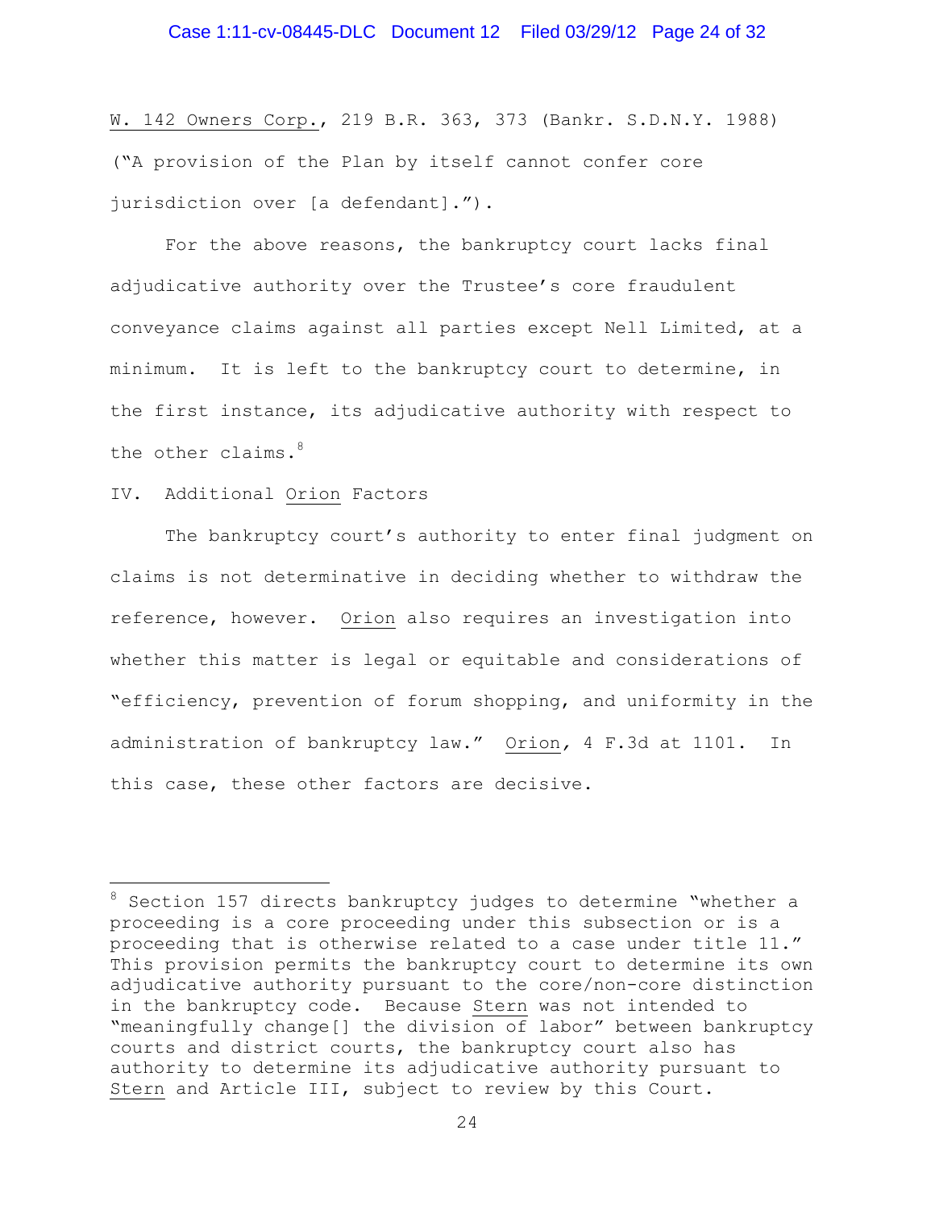W. 142 Owners Corp., 219 B.R. 363, 373 (Bankr. S.D.N.Y. 1988) ("A provision of the Plan by itself cannot confer core jurisdiction over [a defendant].").

For the above reasons, the bankruptcy court lacks final adjudicative authority over the Trustee's core fraudulent conveyance claims against all parties except Nell Limited, at a minimum. It is left to the bankruptcy court to determine, in the first instance, its adjudicative authority with respect to the other claims.[8]

## IV. Additional Orion Factors

The bankruptcy court's authority to enter final judgment on claims is not determinative in deciding whether to withdraw the reference, however. Orion also requires an investigation into whether this matter is legal or equitable and considerations of "efficiency, prevention of forum shopping, and uniformity in the administration of bankruptcy law." Orion, 4 F.3d at 1101. In this case, these other factors are decisive.

---

[8] Section 157 directs bankruptcy judges to determine "whether a proceeding is a core proceeding under this subsection or is a proceeding that is otherwise related to a case under title 11." This provision permits the bankruptcy court to determine its own adjudicative authority pursuant to the core/non-core distinction in the bankruptcy code. Because Stern was not intended to "meaningfully change[] the division of labor" between bankruptcy courts and district courts, the bankruptcy court also has authority to determine its adjudicative authority pursuant to Stern and Article III, subject to review by this Court.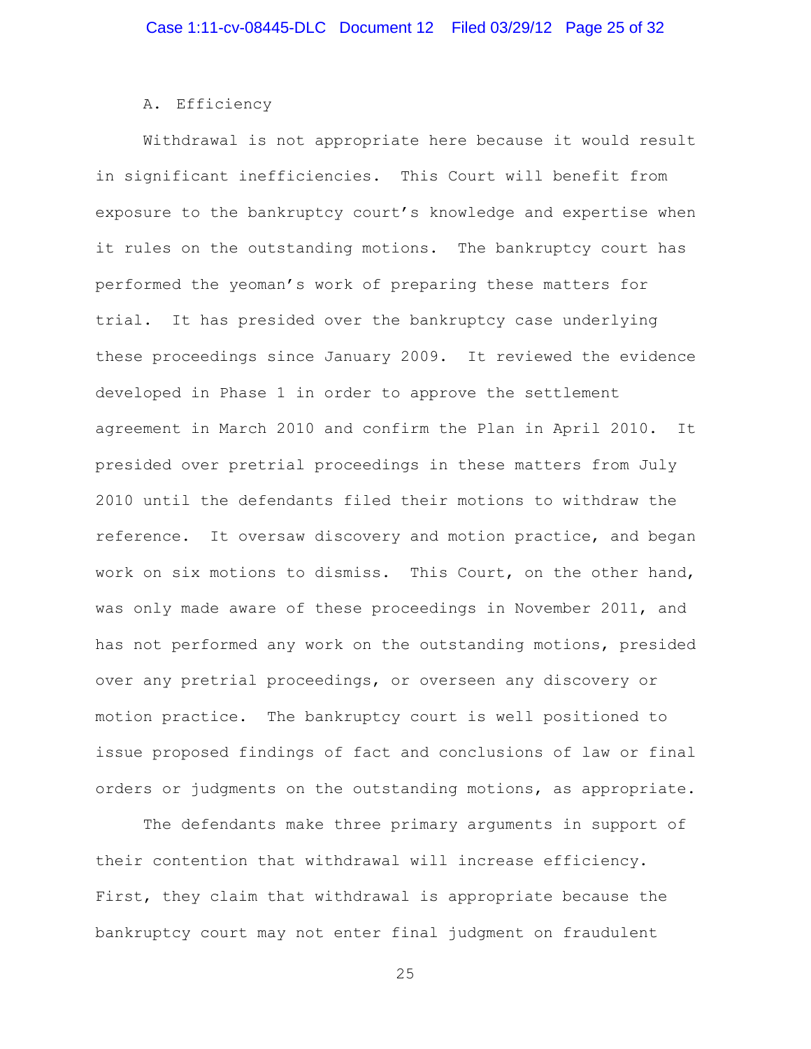### A. Efficiency

Withdrawal is not appropriate here because it would result in significant inefficiencies. This Court will benefit from exposure to the bankruptcy court's knowledge and expertise when it rules on the outstanding motions. The bankruptcy court has performed the yeoman's work of preparing these matters for trial. It has presided over the bankruptcy case underlying these proceedings since January 2009. It reviewed the evidence developed in Phase 1 in order to approve the settlement agreement in March 2010 and confirm the Plan in April 2010. It presided over pretrial proceedings in these matters from July 2010 until the defendants filed their motions to withdraw the reference. It oversaw discovery and motion practice, and began work on six motions to dismiss. This Court, on the other hand, was only made aware of these proceedings in November 2011, and has not performed any work on the outstanding motions, presided over any pretrial proceedings, or overseen any discovery or motion practice. The bankruptcy court is well positioned to issue proposed findings of fact and conclusions of law or final orders or judgments on the outstanding motions, as appropriate.

The defendants make three primary arguments in support of their contention that withdrawal will increase efficiency. First, they claim that withdrawal is appropriate because the bankruptcy court may not enter final judgment on fraudulent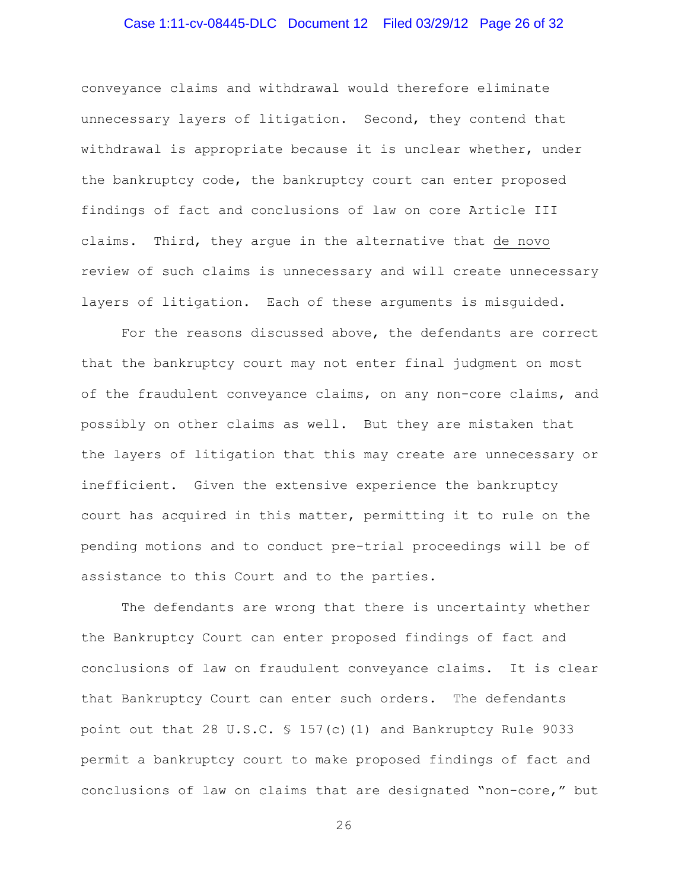conveyance claims and withdrawal would therefore eliminate unnecessary layers of litigation. Second, they contend that withdrawal is appropriate because it is unclear whether, under the bankruptcy code, the bankruptcy court can enter proposed findings of fact and conclusions of law on core Article III claims. Third, they argue in the alternative that de novo review of such claims is unnecessary and will create unnecessary layers of litigation. Each of these arguments is misguided.

For the reasons discussed above, the defendants are correct that the bankruptcy court may not enter final judgment on most of the fraudulent conveyance claims, on any non-core claims, and possibly on other claims as well. But they are mistaken that the layers of litigation that this may create are unnecessary or inefficient. Given the extensive experience the bankruptcy court has acquired in this matter, permitting it to rule on the pending motions and to conduct pre-trial proceedings will be of assistance to this Court and to the parties.

The defendants are wrong that there is uncertainty whether the Bankruptcy Court can enter proposed findings of fact and conclusions of law on fraudulent conveyance claims. It is clear that Bankruptcy Court can enter such orders. The defendants point out that 28 U.S.C. § 157(c)(1) and Bankruptcy Rule 9033 permit a bankruptcy court to make proposed findings of fact and conclusions of law on claims that are designated "non-core," but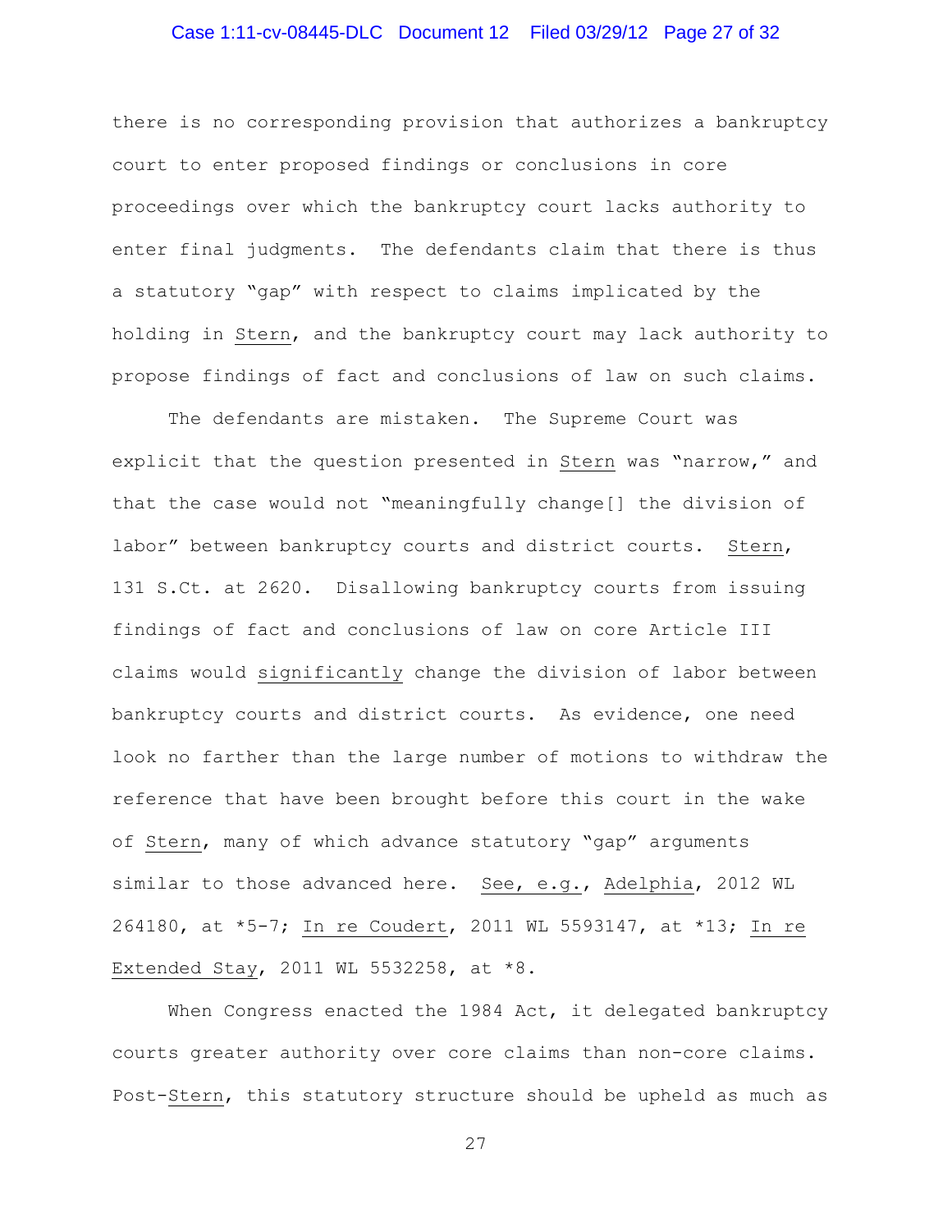there is no corresponding provision that authorizes a bankruptcy court to enter proposed findings or conclusions in core proceedings over which the bankruptcy court lacks authority to enter final judgments. The defendants claim that there is thus a statutory "gap" with respect to claims implicated by the holding in Stern, and the bankruptcy court may lack authority to propose findings of fact and conclusions of law on such claims.

The defendants are mistaken. The Supreme Court was explicit that the question presented in Stern was "narrow," and that the case would not "meaningfully change[] the division of labor" between bankruptcy courts and district courts. Stern, 131 S.Ct. at 2620. Disallowing bankruptcy courts from issuing findings of fact and conclusions of law on core Article III claims would significantly change the division of labor between bankruptcy courts and district courts. As evidence, one need look no farther than the large number of motions to withdraw the reference that have been brought before this court in the wake of Stern, many of which advance statutory "gap" arguments similar to those advanced here. See, e.g., Adelphia, 2012 WL 264180, at *5-7; In re Coudert, 2011 WL 5593147, at *13; In re Extended Stay, 2011 WL 5532258, at *8.

When Congress enacted the 1984 Act, it delegated bankruptcy courts greater authority over core claims than non-core claims. Post-Stern, this statutory structure should be upheld as much as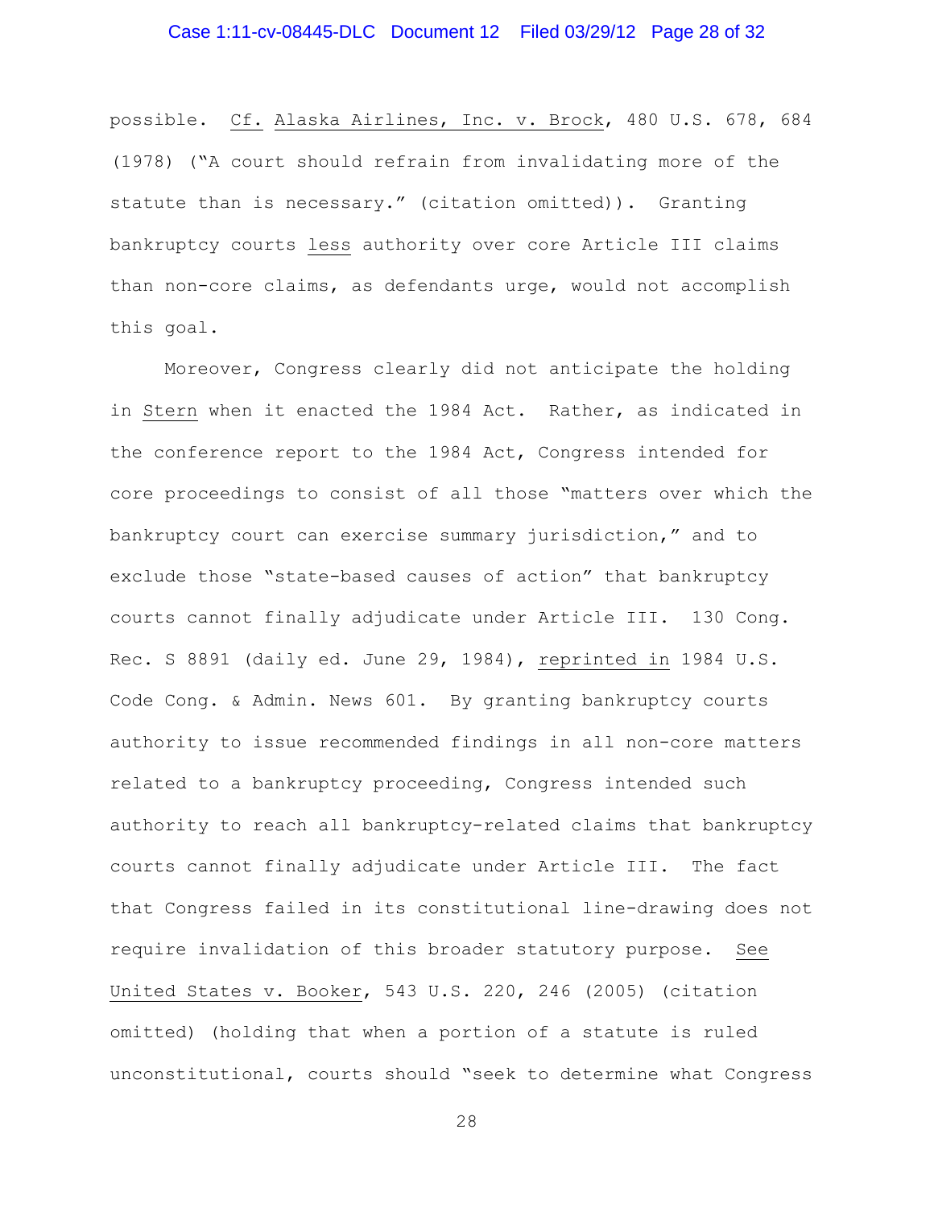possible. Cf. Alaska Airlines, Inc. v. Brock, 480 U.S. 678, 684 (1978) ("A court should refrain from invalidating more of the statute than is necessary." (citation omitted)). Granting bankruptcy courts less authority over core Article III claims than non-core claims, as defendants urge, would not accomplish this goal.

Moreover, Congress clearly did not anticipate the holding in Stern when it enacted the 1984 Act. Rather, as indicated in the conference report to the 1984 Act, Congress intended for core proceedings to consist of all those "matters over which the bankruptcy court can exercise summary jurisdiction," and to exclude those "state-based causes of action" that bankruptcy courts cannot finally adjudicate under Article III. 130 Cong. Rec. S 8891 (daily ed. June 29, 1984), reprinted in 1984 U.S. Code Cong. & Admin. News 601. By granting bankruptcy courts authority to issue recommended findings in all non-core matters related to a bankruptcy proceeding, Congress intended such authority to reach all bankruptcy-related claims that bankruptcy courts cannot finally adjudicate under Article III. The fact that Congress failed in its constitutional line-drawing does not require invalidation of this broader statutory purpose. See United States v. Booker, 543 U.S. 220, 246 (2005) (citation omitted) (holding that when a portion of a statute is ruled unconstitutional, courts should "seek to determine what Congress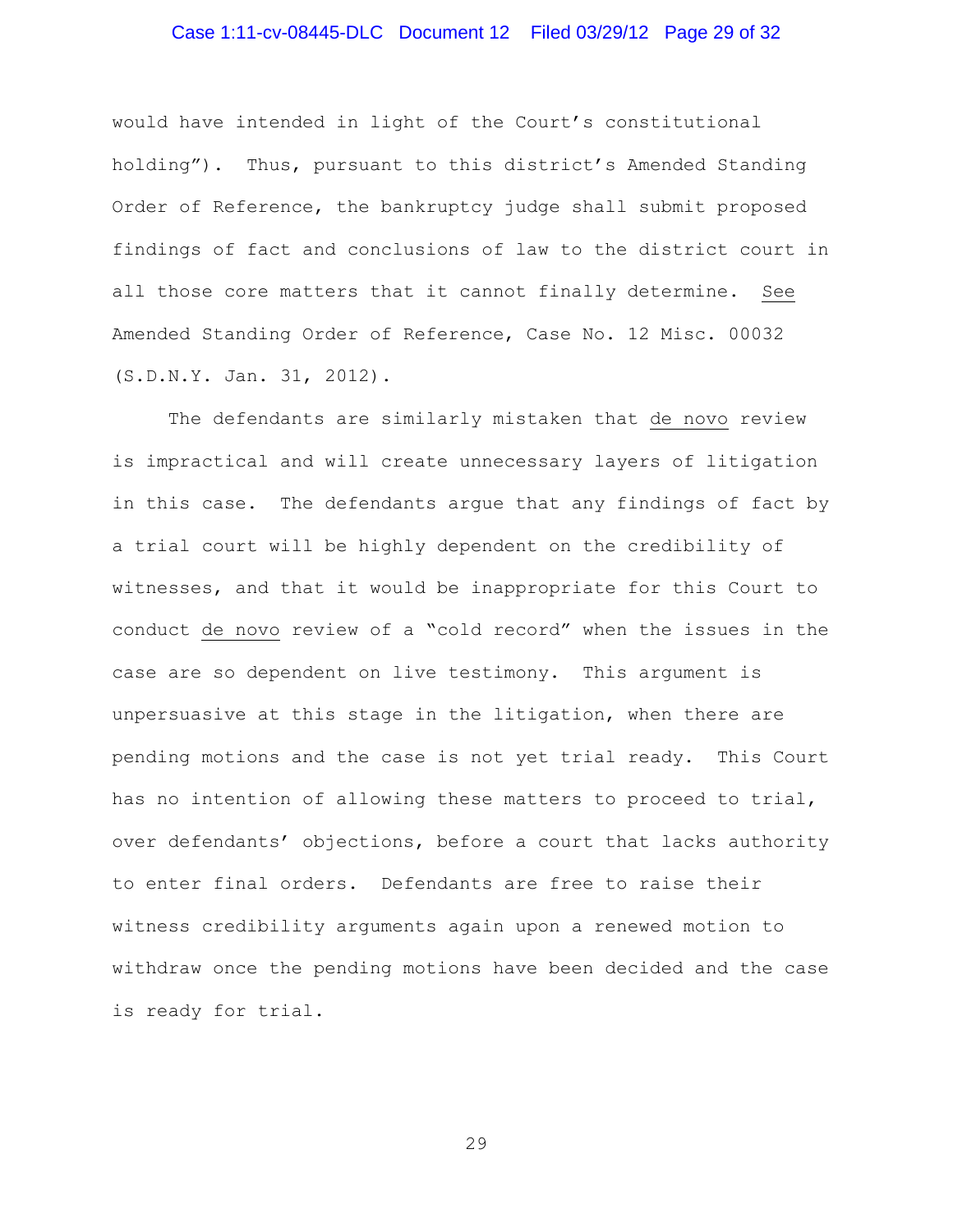would have intended in light of the Court's constitutional holding"). Thus, pursuant to this district's Amended Standing Order of Reference, the bankruptcy judge shall submit proposed findings of fact and conclusions of law to the district court in all those core matters that it cannot finally determine. See Amended Standing Order of Reference, Case No. 12 Misc. 00032 (S.D.N.Y. Jan. 31, 2012).

The defendants are similarly mistaken that de novo review is impractical and will create unnecessary layers of litigation in this case. The defendants argue that any findings of fact by a trial court will be highly dependent on the credibility of witnesses, and that it would be inappropriate for this Court to conduct de novo review of a "cold record" when the issues in the case are so dependent on live testimony. This argument is unpersuasive at this stage in the litigation, when there are pending motions and the case is not yet trial ready. This Court has no intention of allowing these matters to proceed to trial, over defendants' objections, before a court that lacks authority to enter final orders. Defendants are free to raise their witness credibility arguments again upon a renewed motion to withdraw once the pending motions have been decided and the case is ready for trial.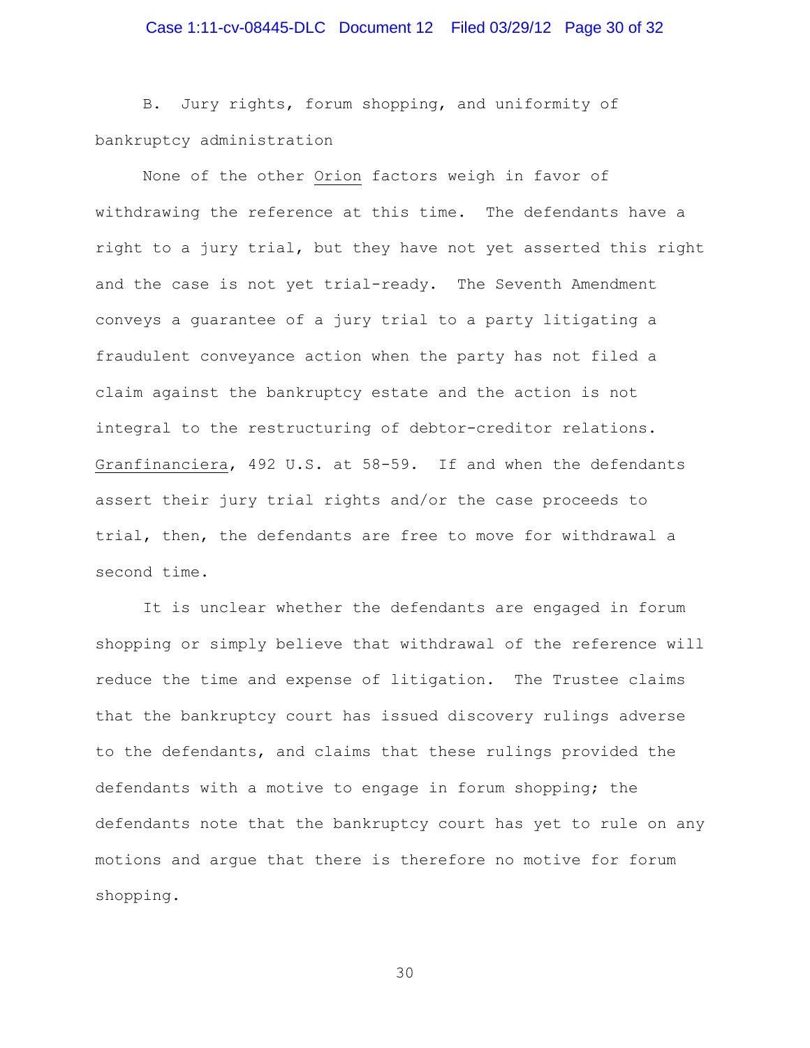B. Jury rights, forum shopping, and uniformity of bankruptcy administration

None of the other Orion factors weigh in favor of withdrawing the reference at this time. The defendants have a right to a jury trial, but they have not yet asserted this right and the case is not yet trial-ready. The Seventh Amendment conveys a guarantee of a jury trial to a party litigating a fraudulent conveyance action when the party has not filed a claim against the bankruptcy estate and the action is not integral to the restructuring of debtor-creditor relations. Granfinanciera, 492 U.S. at 58-59. If and when the defendants assert their jury trial rights and/or the case proceeds to trial, then, the defendants are free to move for withdrawal a second time.

It is unclear whether the defendants are engaged in forum shopping or simply believe that withdrawal of the reference will reduce the time and expense of litigation. The Trustee claims that the bankruptcy court has issued discovery rulings adverse to the defendants, and claims that these rulings provided the defendants with a motive to engage in forum shopping; the defendants note that the bankruptcy court has yet to rule on any motions and argue that there is therefore no motive for forum shopping.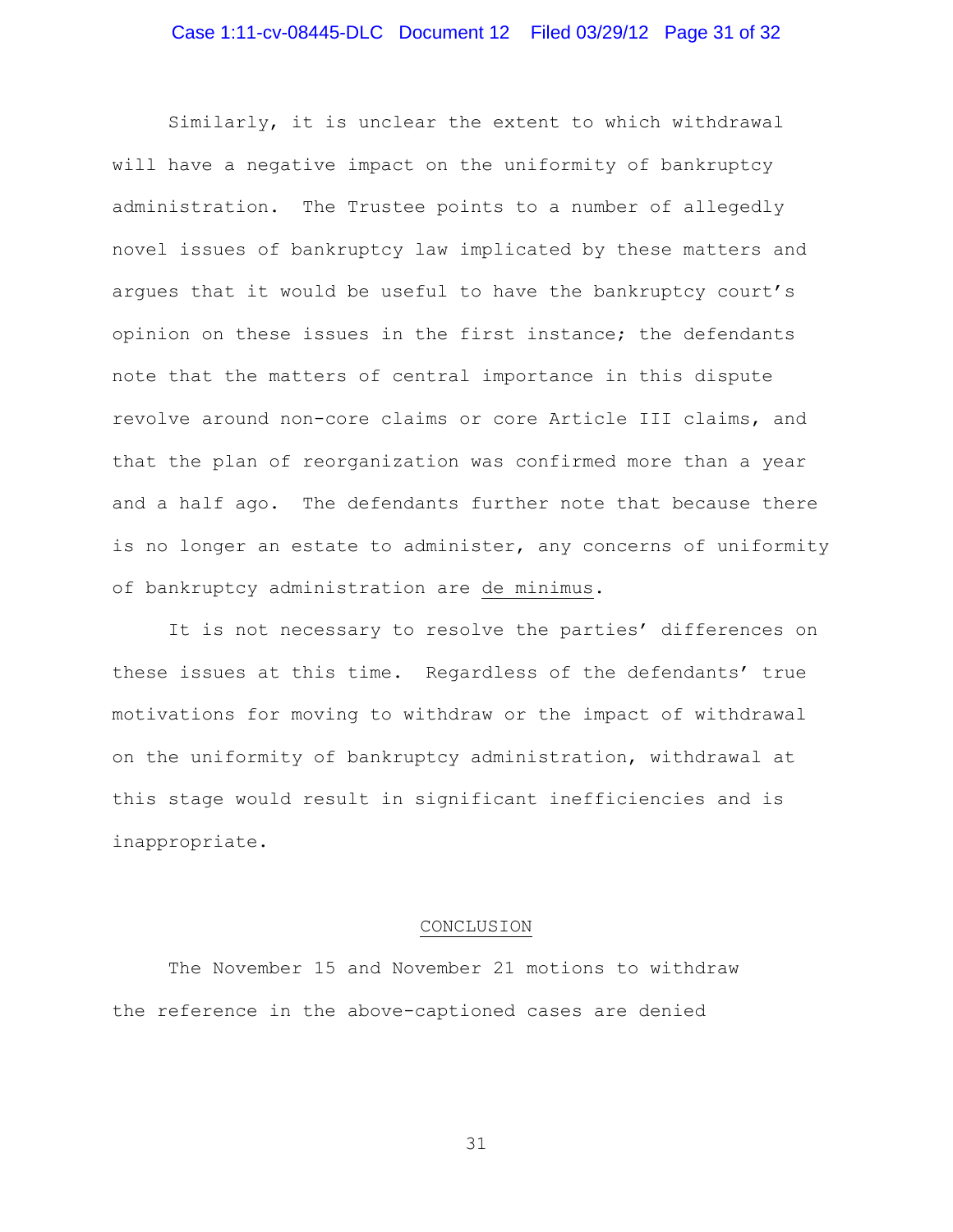Similarly, it is unclear the extent to which withdrawal will have a negative impact on the uniformity of bankruptcy administration. The Trustee points to a number of allegedly novel issues of bankruptcy law implicated by these matters and argues that it would be useful to have the bankruptcy court's opinion on these issues in the first instance; the defendants note that the matters of central importance in this dispute revolve around non-core claims or core Article III claims, and that the plan of reorganization was confirmed more than a year and a half ago. The defendants further note that because there is no longer an estate to administer, any concerns of uniformity of bankruptcy administration are de minimus.

It is not necessary to resolve the parties' differences on these issues at this time. Regardless of the defendants' true motivations for moving to withdraw or the impact of withdrawal on the uniformity of bankruptcy administration, withdrawal at this stage would result in significant inefficiencies and is inappropriate.

## CONCLUSION

The November 15 and November 21 motions to withdraw the reference in the above-captioned cases are denied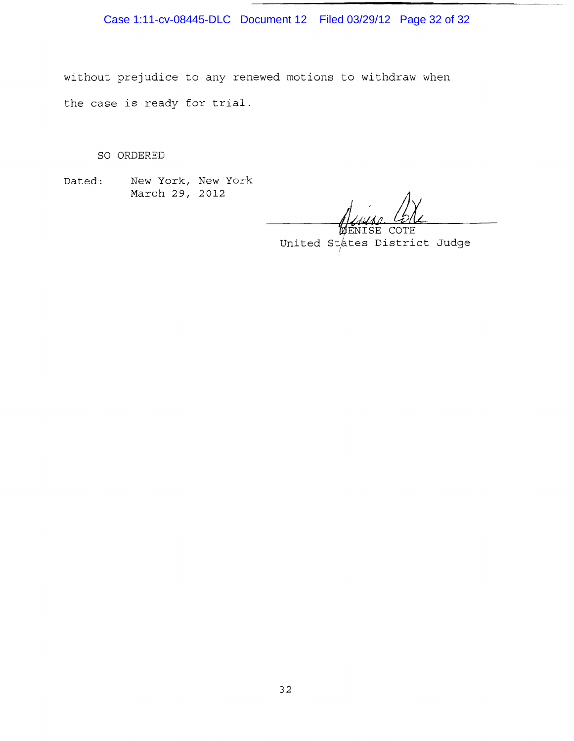without prejudice to any renewed motions to withdraw when the case is ready for trial.

SO ORDERED

Dated: New York, New York
March 29, 2012

DENISE COTE
United States District Judge